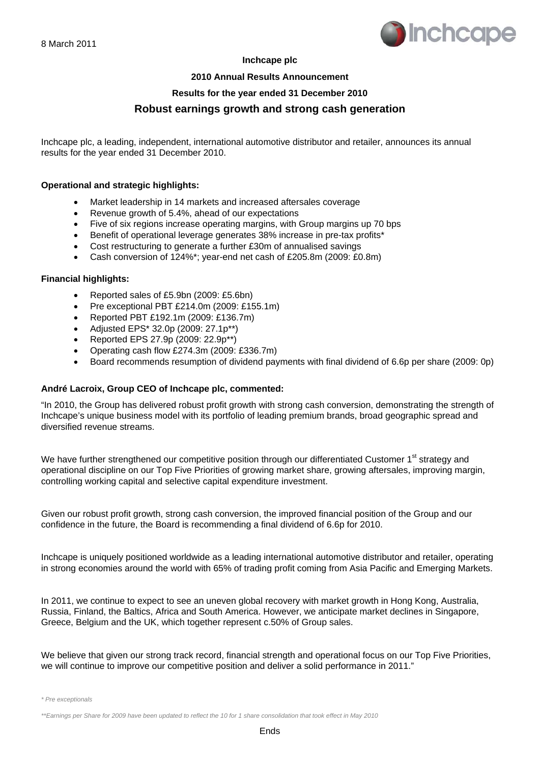8 March 2011

**Inchcape plc**

**2010 Annual Results Announcement**

**Results for the year ended 31 December 2010**

## Robust earnings growth and strong cash generation

Inchcape plc, a leading, independent, international automotive distributor and retailer, announces its annual results for the year ended 31 December 2010.

**Operational and strategic highlights:**

- Market leadership in 14 markets and increased aftersales coverage
- Revenue growth of 5.4%, ahead of our expectations
- Five of six regions increase operating margins, with Group margins up 70 bps
- Benefit of operational leverage generates 38% increase in pre-tax profits*
- Cost restructuring to generate a further £30m of annualised savings
- Cash conversion of 124%*; year-end net cash of £205.8m (2009: £0.8m)

**Financial highlights:**

- Reported sales of £5.9bn (2009: £5.6bn)
- Pre exceptional PBT £214.0m (2009: £155.1m)
- Reported PBT £192.1m (2009: £136.7m)
- Adjusted EPS* 32.0p (2009: 27.1p**)
- Reported EPS 27.9p (2009: 22.9p**)
- Operating cash flow £274.3m (2009: £336.7m)
- Board recommends resumption of dividend payments with final dividend of 6.6p per share (2009: 0p)

**André Lacroix, Group CEO of Inchcape plc, commented:**

"In 2010, the Group has delivered robust profit growth with strong cash conversion, demonstrating the strength of Inchcape's unique business model with its portfolio of leading premium brands, broad geographic spread and diversified revenue streams.

We have further strengthened our competitive position through our differentiated Customer 1st strategy and operational discipline on our Top Five Priorities of growing market share, growing aftersales, improving margin, controlling working capital and selective capital expenditure investment.

Given our robust profit growth, strong cash conversion, the improved financial position of the Group and our confidence in the future, the Board is recommending a final dividend of 6.6p for 2010.

Inchcape is uniquely positioned worldwide as a leading international automotive distributor and retailer, operating in strong economies around the world with 65% of trading profit coming from Asia Pacific and Emerging Markets.

In 2011, we continue to expect to see an uneven global recovery with market growth in Hong Kong, Australia, Russia, Finland, the Baltics, Africa and South America. However, we anticipate market declines in Singapore, Greece, Belgium and the UK, which together represent c.50% of Group sales.

We believe that given our strong track record, financial strength and operational focus on our Top Five Priorities, we will continue to improve our competitive position and deliver a solid performance in 2011."

*\* Pre exceptionals*

*\*\*Earnings per Share for 2009 have been updated to reflect the 10 for 1 share consolidation that took effect in May 2010*

Ends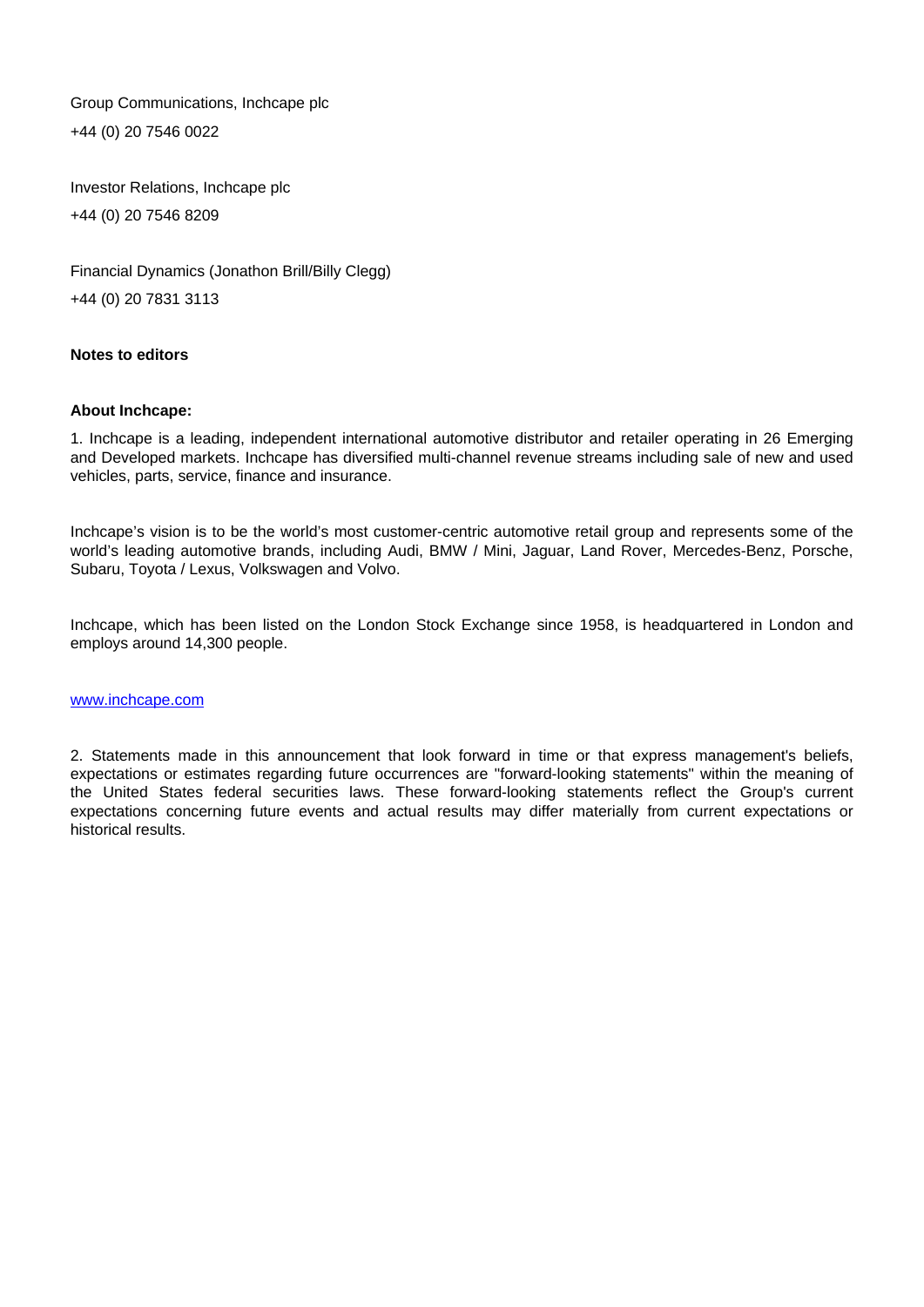Group Communications, Inchcape plc

+44 (0) 20 7546 0022

Investor Relations, Inchcape plc

+44 (0) 20 7546 8209

Financial Dynamics (Jonathon Brill/Billy Clegg)

+44 (0) 20 7831 3113

**Notes to editors**

**About Inchcape:**

1. Inchcape is a leading, independent international automotive distributor and retailer operating in 26 Emerging and Developed markets. Inchcape has diversified multi-channel revenue streams including sale of new and used vehicles, parts, service, finance and insurance.

Inchcape's vision is to be the world's most customer-centric automotive retail group and represents some of the world's leading automotive brands, including Audi, BMW / Mini, Jaguar, Land Rover, Mercedes-Benz, Porsche, Subaru, Toyota / Lexus, Volkswagen and Volvo.

Inchcape, which has been listed on the London Stock Exchange since 1958, is headquartered in London and employs around 14,300 people.

www.inchcape.com

2. Statements made in this announcement that look forward in time or that express management's beliefs, expectations or estimates regarding future occurrences are "forward-looking statements" within the meaning of the United States federal securities laws. These forward-looking statements reflect the Group's current expectations concerning future events and actual results may differ materially from current expectations or historical results.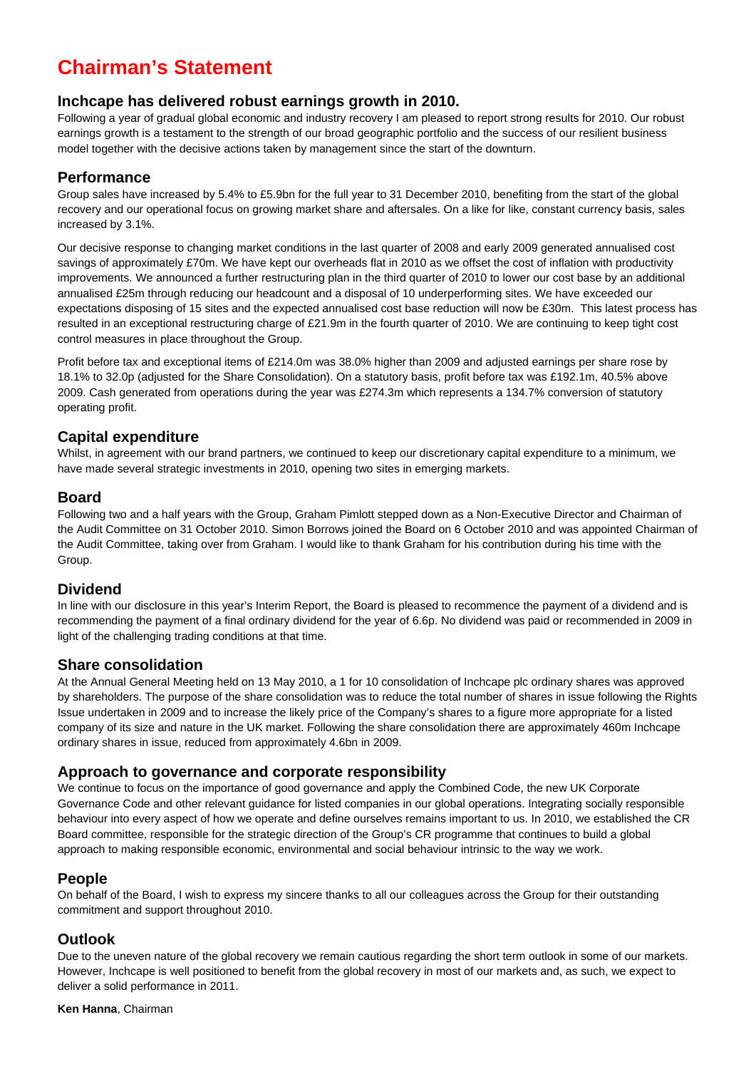# Chairman's Statement

## Inchcape has delivered robust earnings growth in 2010.

Following a year of gradual global economic and industry recovery I am pleased to report strong results for 2010. Our robust earnings growth is a testament to the strength of our broad geographic portfolio and the success of our resilient business model together with the decisive actions taken by management since the start of the downturn.

## Performance

Group sales have increased by 5.4% to £5.9bn for the full year to 31 December 2010, benefiting from the start of the global recovery and our operational focus on growing market share and aftersales. On a like for like, constant currency basis, sales increased by 3.1%.

Our decisive response to changing market conditions in the last quarter of 2008 and early 2009 generated annualised cost savings of approximately £70m. We have kept our overheads flat in 2010 as we offset the cost of inflation with productivity improvements. We announced a further restructuring plan in the third quarter of 2010 to lower our cost base by an additional annualised £25m through reducing our headcount and a disposal of 10 underperforming sites. We have exceeded our expectations disposing of 15 sites and the expected annualised cost base reduction will now be £30m. This latest process has resulted in an exceptional restructuring charge of £21.9m in the fourth quarter of 2010. We are continuing to keep tight cost control measures in place throughout the Group.

Profit before tax and exceptional items of £214.0m was 38.0% higher than 2009 and adjusted earnings per share rose by 18.1% to 32.0p (adjusted for the Share Consolidation). On a statutory basis, profit before tax was £192.1m, 40.5% above 2009. Cash generated from operations during the year was £274.3m which represents a 134.7% conversion of statutory operating profit.

## Capital expenditure

Whilst, in agreement with our brand partners, we continued to keep our discretionary capital expenditure to a minimum, we have made several strategic investments in 2010, opening two sites in emerging markets.

## Board

Following two and a half years with the Group, Graham Pimlott stepped down as a Non-Executive Director and Chairman of the Audit Committee on 31 October 2010. Simon Borrows joined the Board on 6 October 2010 and was appointed Chairman of the Audit Committee, taking over from Graham. I would like to thank Graham for his contribution during his time with the Group.

## Dividend

In line with our disclosure in this year's Interim Report, the Board is pleased to recommence the payment of a dividend and is recommending the payment of a final ordinary dividend for the year of 6.6p. No dividend was paid or recommended in 2009 in light of the challenging trading conditions at that time.

## Share consolidation

At the Annual General Meeting held on 13 May 2010, a 1 for 10 consolidation of Inchcape plc ordinary shares was approved by shareholders. The purpose of the share consolidation was to reduce the total number of shares in issue following the Rights Issue undertaken in 2009 and to increase the likely price of the Company's shares to a figure more appropriate for a listed company of its size and nature in the UK market. Following the share consolidation there are approximately 460m Inchcape ordinary shares in issue, reduced from approximately 4.6bn in 2009.

## Approach to governance and corporate responsibility

We continue to focus on the importance of good governance and apply the Combined Code, the new UK Corporate Governance Code and other relevant guidance for listed companies in our global operations. Integrating socially responsible behaviour into every aspect of how we operate and define ourselves remains important to us. In 2010, we established the CR Board committee, responsible for the strategic direction of the Group's CR programme that continues to build a global approach to making responsible economic, environmental and social behaviour intrinsic to the way we work.

## People

On behalf of the Board, I wish to express my sincere thanks to all our colleagues across the Group for their outstanding commitment and support throughout 2010.

## Outlook

Due to the uneven nature of the global recovery we remain cautious regarding the short term outlook in some of our markets. However, Inchcape is well positioned to benefit from the global recovery in most of our markets and, as such, we expect to deliver a solid performance in 2011.

**Ken Hanna**, Chairman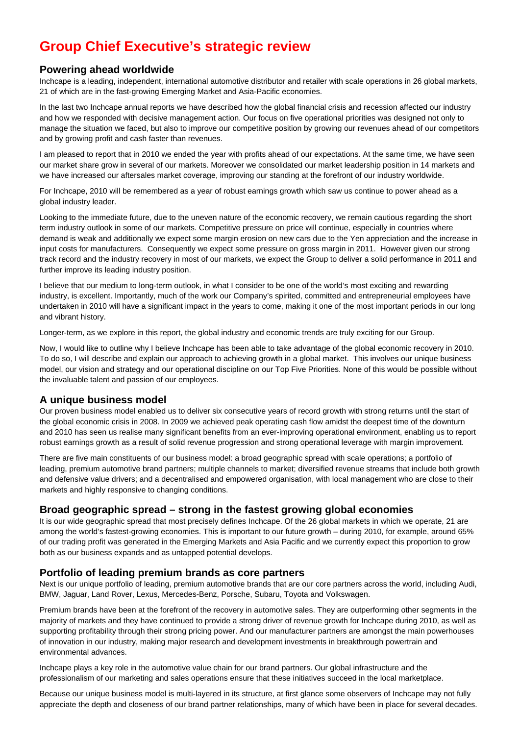# Group Chief Executive's strategic review

## Powering ahead worldwide

Inchcape is a leading, independent, international automotive distributor and retailer with scale operations in 26 global markets, 21 of which are in the fast-growing Emerging Market and Asia-Pacific economies.

In the last two Inchcape annual reports we have described how the global financial crisis and recession affected our industry and how we responded with decisive management action. Our focus on five operational priorities was designed not only to manage the situation we faced, but also to improve our competitive position by growing our revenues ahead of our competitors and by growing profit and cash faster than revenues.

I am pleased to report that in 2010 we ended the year with profits ahead of our expectations. At the same time, we have seen our market share grow in several of our markets. Moreover we consolidated our market leadership position in 14 markets and we have increased our aftersales market coverage, improving our standing at the forefront of our industry worldwide.

For Inchcape, 2010 will be remembered as a year of robust earnings growth which saw us continue to power ahead as a global industry leader.

Looking to the immediate future, due to the uneven nature of the economic recovery, we remain cautious regarding the short term industry outlook in some of our markets. Competitive pressure on price will continue, especially in countries where demand is weak and additionally we expect some margin erosion on new cars due to the Yen appreciation and the increase in input costs for manufacturers. Consequently we expect some pressure on gross margin in 2011. However given our strong track record and the industry recovery in most of our markets, we expect the Group to deliver a solid performance in 2011 and further improve its leading industry position.

I believe that our medium to long-term outlook, in what I consider to be one of the world's most exciting and rewarding industry, is excellent. Importantly, much of the work our Company's spirited, committed and entrepreneurial employees have undertaken in 2010 will have a significant impact in the years to come, making it one of the most important periods in our long and vibrant history.

Longer-term, as we explore in this report, the global industry and economic trends are truly exciting for our Group.

Now, I would like to outline why I believe Inchcape has been able to take advantage of the global economic recovery in 2010. To do so, I will describe and explain our approach to achieving growth in a global market. This involves our unique business model, our vision and strategy and our operational discipline on our Top Five Priorities. None of this would be possible without the invaluable talent and passion of our employees.

## A unique business model

Our proven business model enabled us to deliver six consecutive years of record growth with strong returns until the start of the global economic crisis in 2008. In 2009 we achieved peak operating cash flow amidst the deepest time of the downturn and 2010 has seen us realise many significant benefits from an ever-improving operational environment, enabling us to report robust earnings growth as a result of solid revenue progression and strong operational leverage with margin improvement.

There are five main constituents of our business model: a broad geographic spread with scale operations; a portfolio of leading, premium automotive brand partners; multiple channels to market; diversified revenue streams that include both growth and defensive value drivers; and a decentralised and empowered organisation, with local management who are close to their markets and highly responsive to changing conditions.

## Broad geographic spread – strong in the fastest growing global economies

It is our wide geographic spread that most precisely defines Inchcape. Of the 26 global markets in which we operate, 21 are among the world's fastest-growing economies. This is important to our future growth – during 2010, for example, around 65% of our trading profit was generated in the Emerging Markets and Asia Pacific and we currently expect this proportion to grow both as our business expands and as untapped potential develops.

## Portfolio of leading premium brands as core partners

Next is our unique portfolio of leading, premium automotive brands that are our core partners across the world, including Audi, BMW, Jaguar, Land Rover, Lexus, Mercedes-Benz, Porsche, Subaru, Toyota and Volkswagen.

Premium brands have been at the forefront of the recovery in automotive sales. They are outperforming other segments in the majority of markets and they have continued to provide a strong driver of revenue growth for Inchcape during 2010, as well as supporting profitability through their strong pricing power. And our manufacturer partners are amongst the main powerhouses of innovation in our industry, making major research and development investments in breakthrough powertrain and environmental advances.

Inchcape plays a key role in the automotive value chain for our brand partners. Our global infrastructure and the professionalism of our marketing and sales operations ensure that these initiatives succeed in the local marketplace.

Because our unique business model is multi-layered in its structure, at first glance some observers of Inchcape may not fully appreciate the depth and closeness of our brand partner relationships, many of which have been in place for several decades.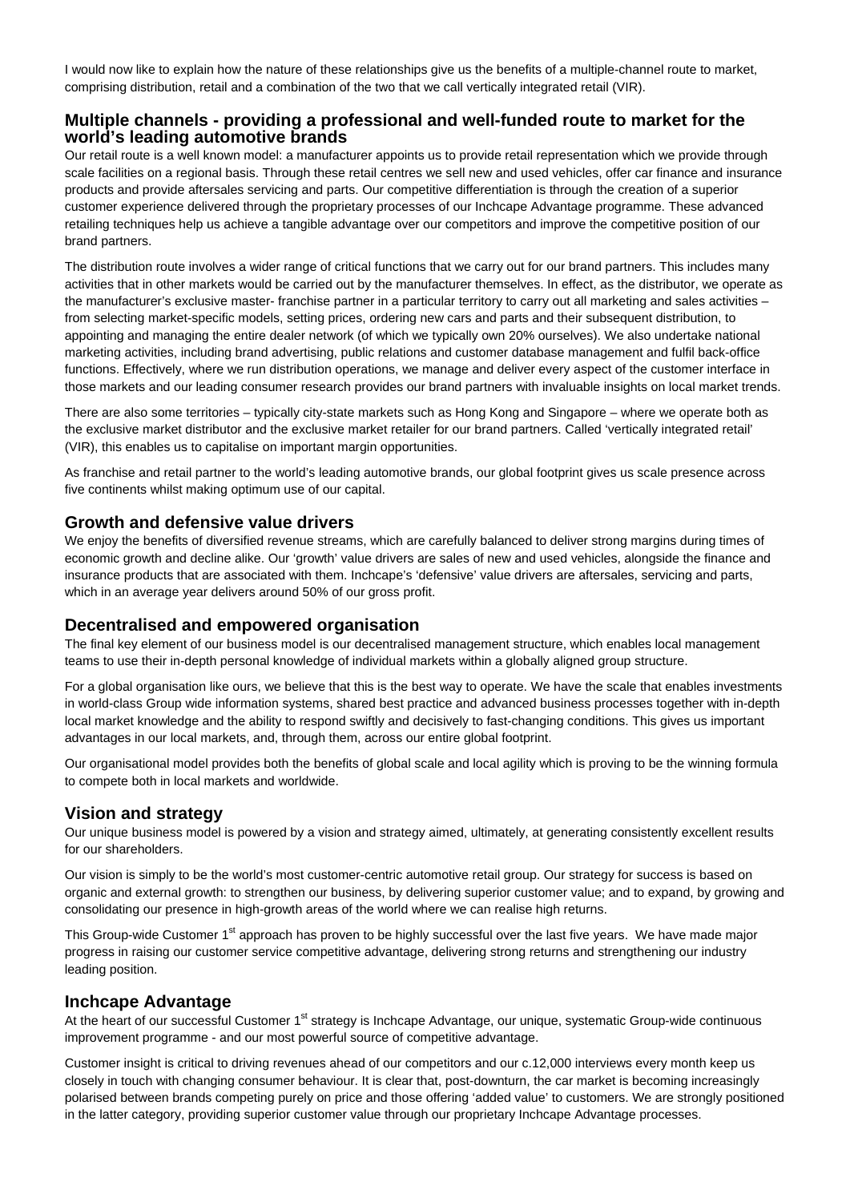I would now like to explain how the nature of these relationships give us the benefits of a multiple-channel route to market, comprising distribution, retail and a combination of the two that we call vertically integrated retail (VIR).

## Multiple channels - providing a professional and well-funded route to market for the world's leading automotive brands

Our retail route is a well known model: a manufacturer appoints us to provide retail representation which we provide through scale facilities on a regional basis. Through these retail centres we sell new and used vehicles, offer car finance and insurance products and provide aftersales servicing and parts. Our competitive differentiation is through the creation of a superior customer experience delivered through the proprietary processes of our Inchcape Advantage programme. These advanced retailing techniques help us achieve a tangible advantage over our competitors and improve the competitive position of our brand partners.

The distribution route involves a wider range of critical functions that we carry out for our brand partners. This includes many activities that in other markets would be carried out by the manufacturer themselves. In effect, as the distributor, we operate as the manufacturer's exclusive master- franchise partner in a particular territory to carry out all marketing and sales activities – from selecting market-specific models, setting prices, ordering new cars and parts and their subsequent distribution, to appointing and managing the entire dealer network (of which we typically own 20% ourselves). We also undertake national marketing activities, including brand advertising, public relations and customer database management and fulfil back-office functions. Effectively, where we run distribution operations, we manage and deliver every aspect of the customer interface in those markets and our leading consumer research provides our brand partners with invaluable insights on local market trends.

There are also some territories – typically city-state markets such as Hong Kong and Singapore – where we operate both as the exclusive market distributor and the exclusive market retailer for our brand partners. Called 'vertically integrated retail' (VIR), this enables us to capitalise on important margin opportunities.

As franchise and retail partner to the world's leading automotive brands, our global footprint gives us scale presence across five continents whilst making optimum use of our capital.

## Growth and defensive value drivers

We enjoy the benefits of diversified revenue streams, which are carefully balanced to deliver strong margins during times of economic growth and decline alike. Our 'growth' value drivers are sales of new and used vehicles, alongside the finance and insurance products that are associated with them. Inchcape's 'defensive' value drivers are aftersales, servicing and parts, which in an average year delivers around 50% of our gross profit.

## Decentralised and empowered organisation

The final key element of our business model is our decentralised management structure, which enables local management teams to use their in-depth personal knowledge of individual markets within a globally aligned group structure.

For a global organisation like ours, we believe that this is the best way to operate. We have the scale that enables investments in world-class Group wide information systems, shared best practice and advanced business processes together with in-depth local market knowledge and the ability to respond swiftly and decisively to fast-changing conditions. This gives us important advantages in our local markets, and, through them, across our entire global footprint.

Our organisational model provides both the benefits of global scale and local agility which is proving to be the winning formula to compete both in local markets and worldwide.

## Vision and strategy

Our unique business model is powered by a vision and strategy aimed, ultimately, at generating consistently excellent results for our shareholders.

Our vision is simply to be the world's most customer-centric automotive retail group. Our strategy for success is based on organic and external growth: to strengthen our business, by delivering superior customer value; and to expand, by growing and consolidating our presence in high-growth areas of the world where we can realise high returns.

This Group-wide Customer 1st approach has proven to be highly successful over the last five years. We have made major progress in raising our customer service competitive advantage, delivering strong returns and strengthening our industry leading position.

## Inchcape Advantage

At the heart of our successful Customer 1st strategy is Inchcape Advantage, our unique, systematic Group-wide continuous improvement programme - and our most powerful source of competitive advantage.

Customer insight is critical to driving revenues ahead of our competitors and our c.12,000 interviews every month keep us closely in touch with changing consumer behaviour. It is clear that, post-downturn, the car market is becoming increasingly polarised between brands competing purely on price and those offering 'added value' to customers. We are strongly positioned in the latter category, providing superior customer value through our proprietary Inchcape Advantage processes.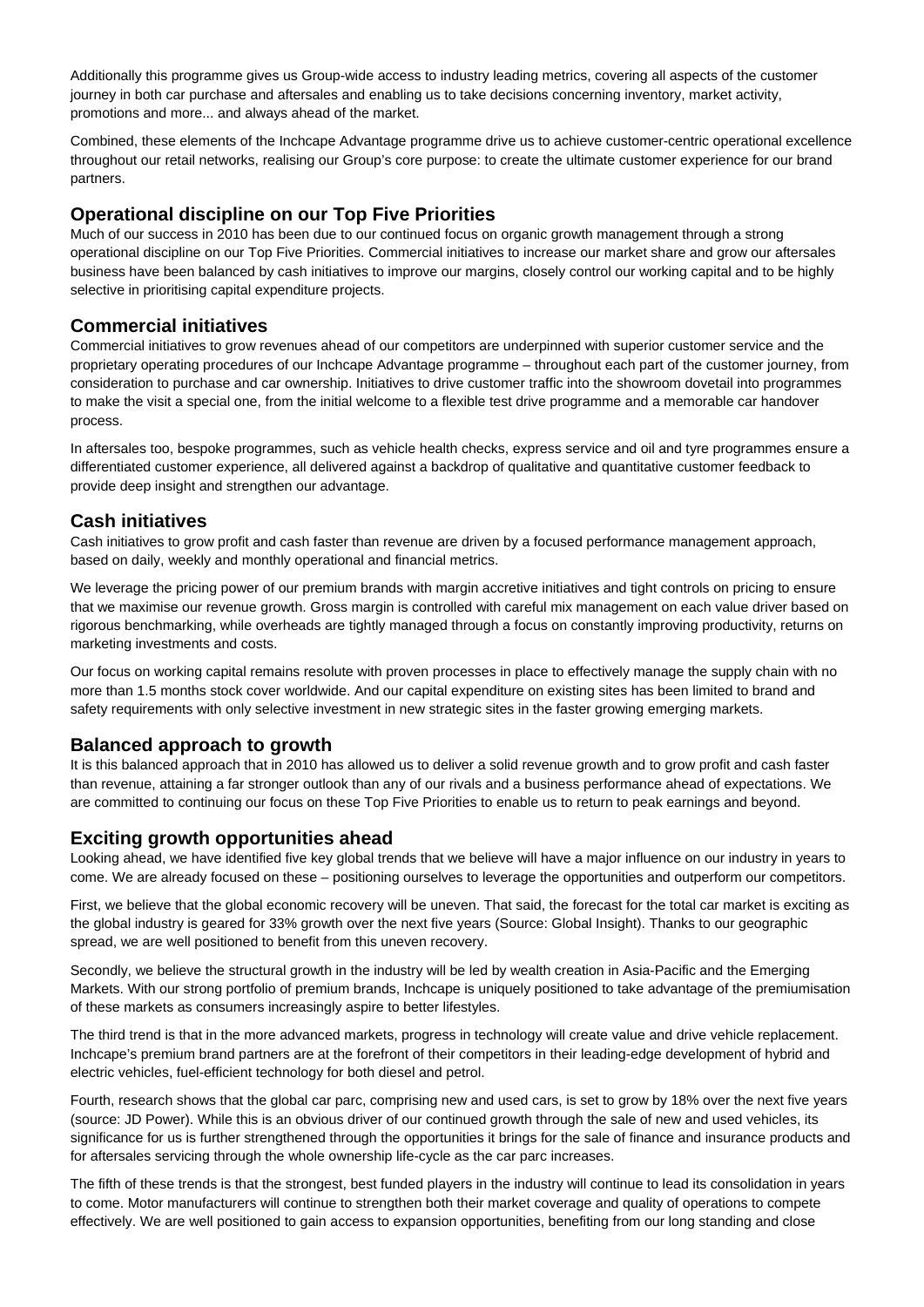Additionally this programme gives us Group-wide access to industry leading metrics, covering all aspects of the customer journey in both car purchase and aftersales and enabling us to take decisions concerning inventory, market activity, promotions and more... and always ahead of the market.

Combined, these elements of the Inchcape Advantage programme drive us to achieve customer-centric operational excellence throughout our retail networks, realising our Group's core purpose: to create the ultimate customer experience for our brand partners.

## Operational discipline on our Top Five Priorities

Much of our success in 2010 has been due to our continued focus on organic growth management through a strong operational discipline on our Top Five Priorities. Commercial initiatives to increase our market share and grow our aftersales business have been balanced by cash initiatives to improve our margins, closely control our working capital and to be highly selective in prioritising capital expenditure projects.

## Commercial initiatives

Commercial initiatives to grow revenues ahead of our competitors are underpinned with superior customer service and the proprietary operating procedures of our Inchcape Advantage programme – throughout each part of the customer journey, from consideration to purchase and car ownership. Initiatives to drive customer traffic into the showroom dovetail into programmes to make the visit a special one, from the initial welcome to a flexible test drive programme and a memorable car handover process.

In aftersales too, bespoke programmes, such as vehicle health checks, express service and oil and tyre programmes ensure a differentiated customer experience, all delivered against a backdrop of qualitative and quantitative customer feedback to provide deep insight and strengthen our advantage.

## Cash initiatives

Cash initiatives to grow profit and cash faster than revenue are driven by a focused performance management approach, based on daily, weekly and monthly operational and financial metrics.

We leverage the pricing power of our premium brands with margin accretive initiatives and tight controls on pricing to ensure that we maximise our revenue growth. Gross margin is controlled with careful mix management on each value driver based on rigorous benchmarking, while overheads are tightly managed through a focus on constantly improving productivity, returns on marketing investments and costs.

Our focus on working capital remains resolute with proven processes in place to effectively manage the supply chain with no more than 1.5 months stock cover worldwide. And our capital expenditure on existing sites has been limited to brand and safety requirements with only selective investment in new strategic sites in the faster growing emerging markets.

## Balanced approach to growth

It is this balanced approach that in 2010 has allowed us to deliver a solid revenue growth and to grow profit and cash faster than revenue, attaining a far stronger outlook than any of our rivals and a business performance ahead of expectations. We are committed to continuing our focus on these Top Five Priorities to enable us to return to peak earnings and beyond.

## Exciting growth opportunities ahead

Looking ahead, we have identified five key global trends that we believe will have a major influence on our industry in years to come. We are already focused on these – positioning ourselves to leverage the opportunities and outperform our competitors.

First, we believe that the global economic recovery will be uneven. That said, the forecast for the total car market is exciting as the global industry is geared for 33% growth over the next five years (Source: Global Insight). Thanks to our geographic spread, we are well positioned to benefit from this uneven recovery.

Secondly, we believe the structural growth in the industry will be led by wealth creation in Asia-Pacific and the Emerging Markets. With our strong portfolio of premium brands, Inchcape is uniquely positioned to take advantage of the premiumisation of these markets as consumers increasingly aspire to better lifestyles.

The third trend is that in the more advanced markets, progress in technology will create value and drive vehicle replacement. Inchcape's premium brand partners are at the forefront of their competitors in their leading-edge development of hybrid and electric vehicles, fuel-efficient technology for both diesel and petrol.

Fourth, research shows that the global car parc, comprising new and used cars, is set to grow by 18% over the next five years (source: JD Power). While this is an obvious driver of our continued growth through the sale of new and used vehicles, its significance for us is further strengthened through the opportunities it brings for the sale of finance and insurance products and for aftersales servicing through the whole ownership life-cycle as the car parc increases.

The fifth of these trends is that the strongest, best funded players in the industry will continue to lead its consolidation in years to come. Motor manufacturers will continue to strengthen both their market coverage and quality of operations to compete effectively. We are well positioned to gain access to expansion opportunities, benefiting from our long standing and close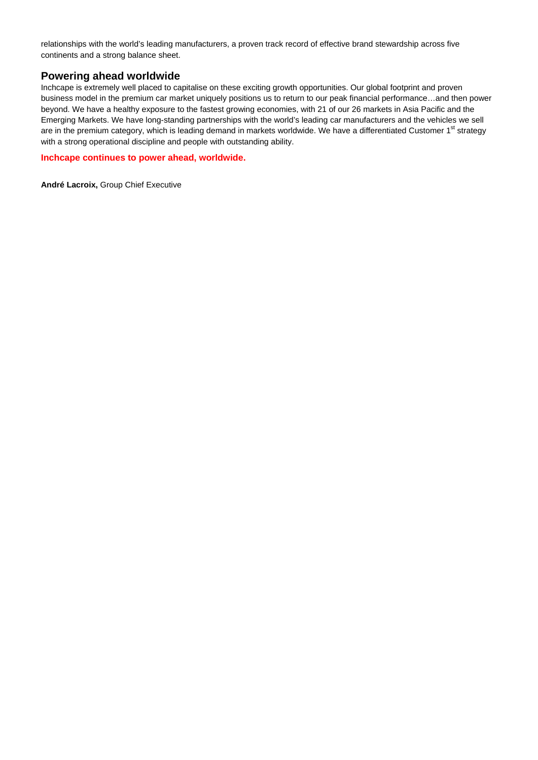relationships with the world's leading manufacturers, a proven track record of effective brand stewardship across five continents and a strong balance sheet.

## Powering ahead worldwide

Inchcape is extremely well placed to capitalise on these exciting growth opportunities. Our global footprint and proven business model in the premium car market uniquely positions us to return to our peak financial performance…and then power beyond. We have a healthy exposure to the fastest growing economies, with 21 of our 26 markets in Asia Pacific and the Emerging Markets. We have long-standing partnerships with the world's leading car manufacturers and the vehicles we sell are in the premium category, which is leading demand in markets worldwide. We have a differentiated Customer 1st strategy with a strong operational discipline and people with outstanding ability.

**Inchcape continues to power ahead, worldwide.**

**André Lacroix,** Group Chief Executive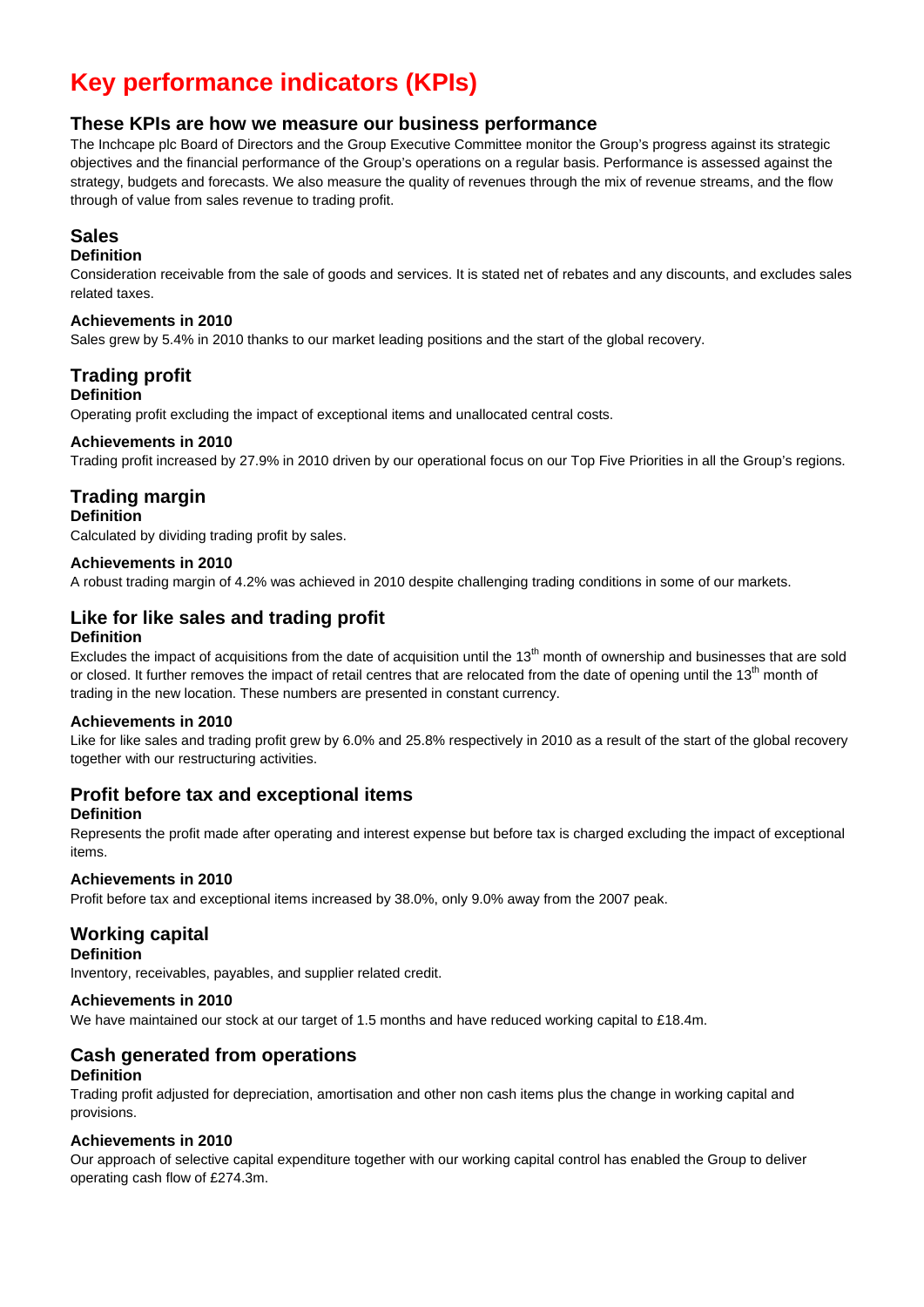# Key performance indicators (KPIs)

## These KPIs are how we measure our business performance

The Inchcape plc Board of Directors and the Group Executive Committee monitor the Group's progress against its strategic objectives and the financial performance of the Group's operations on a regular basis. Performance is assessed against the strategy, budgets and forecasts. We also measure the quality of revenues through the mix of revenue streams, and the flow through of value from sales revenue to trading profit.

## Sales

**Definition**

Consideration receivable from the sale of goods and services. It is stated net of rebates and any discounts, and excludes sales related taxes.

**Achievements in 2010**

Sales grew by 5.4% in 2010 thanks to our market leading positions and the start of the global recovery.

## Trading profit

**Definition**

Operating profit excluding the impact of exceptional items and unallocated central costs.

**Achievements in 2010**

Trading profit increased by 27.9% in 2010 driven by our operational focus on our Top Five Priorities in all the Group's regions.

## Trading margin

**Definition**

Calculated by dividing trading profit by sales.

**Achievements in 2010**

A robust trading margin of 4.2% was achieved in 2010 despite challenging trading conditions in some of our markets.

## Like for like sales and trading profit

**Definition**

Excludes the impact of acquisitions from the date of acquisition until the 13th month of ownership and businesses that are sold or closed. It further removes the impact of retail centres that are relocated from the date of opening until the 13th month of trading in the new location. These numbers are presented in constant currency.

**Achievements in 2010**

Like for like sales and trading profit grew by 6.0% and 25.8% respectively in 2010 as a result of the start of the global recovery together with our restructuring activities.

## Profit before tax and exceptional items

**Definition**

Represents the profit made after operating and interest expense but before tax is charged excluding the impact of exceptional items.

**Achievements in 2010**

Profit before tax and exceptional items increased by 38.0%, only 9.0% away from the 2007 peak.

## Working capital

**Definition**

Inventory, receivables, payables, and supplier related credit.

**Achievements in 2010**

We have maintained our stock at our target of 1.5 months and have reduced working capital to £18.4m.

## Cash generated from operations

**Definition**

Trading profit adjusted for depreciation, amortisation and other non cash items plus the change in working capital and provisions.

**Achievements in 2010**

Our approach of selective capital expenditure together with our working capital control has enabled the Group to deliver operating cash flow of £274.3m.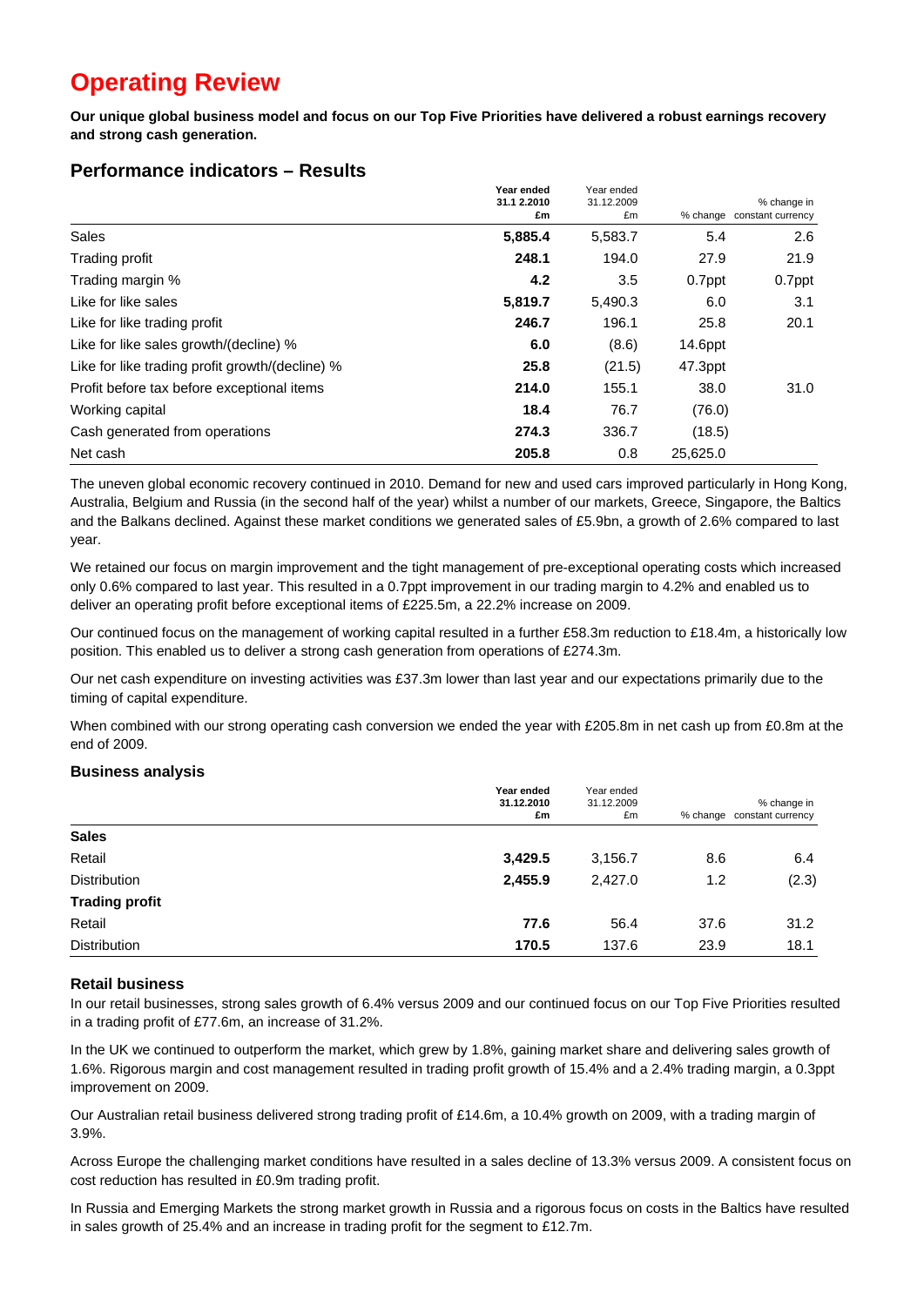# Operating Review

**Our unique global business model and focus on our Top Five Priorities have delivered a robust earnings recovery and strong cash generation.**

## Performance indicators – Results

| | **Year ended 31.1 2.2010 £m** | Year ended 31.12.2009 £m | % change | % change in constant currency |
|---|---|---|---|---|
| Sales | **5,885.4** | 5,583.7 | 5.4 | 2.6 |
| Trading profit | **248.1** | 194.0 | 27.9 | 21.9 |
| Trading margin % | **4.2** | 3.5 | 0.7ppt | 0.7ppt |
| Like for like sales | **5,819.7** | 5,490.3 | 6.0 | 3.1 |
| Like for like trading profit | **246.7** | 196.1 | 25.8 | 20.1 |
| Like for like sales growth/(decline) % | **6.0** | (8.6) | 14.6ppt | |
| Like for like trading profit growth/(decline) % | **25.8** | (21.5) | 47.3ppt | |
| Profit before tax before exceptional items | **214.0** | 155.1 | 38.0 | 31.0 |
| Working capital | **18.4** | 76.7 | (76.0) | |
| Cash generated from operations | **274.3** | 336.7 | (18.5) | |
| Net cash | **205.8** | 0.8 | 25,625.0 | |

The uneven global economic recovery continued in 2010. Demand for new and used cars improved particularly in Hong Kong, Australia, Belgium and Russia (in the second half of the year) whilst a number of our markets, Greece, Singapore, the Baltics and the Balkans declined. Against these market conditions we generated sales of £5.9bn, a growth of 2.6% compared to last year.

We retained our focus on margin improvement and the tight management of pre-exceptional operating costs which increased only 0.6% compared to last year. This resulted in a 0.7ppt improvement in our trading margin to 4.2% and enabled us to deliver an operating profit before exceptional items of £225.5m, a 22.2% increase on 2009.

Our continued focus on the management of working capital resulted in a further £58.3m reduction to £18.4m, a historically low position. This enabled us to deliver a strong cash generation from operations of £274.3m.

Our net cash expenditure on investing activities was £37.3m lower than last year and our expectations primarily due to the timing of capital expenditure.

When combined with our strong operating cash conversion we ended the year with £205.8m in net cash up from £0.8m at the end of 2009.

### Business analysis

| | **Year ended 31.12.2010 £m** | Year ended 31.12.2009 £m | % change | % change in constant currency |
|---|---|---|---|---|
| **Sales** | | | | |
| Retail | **3,429.5** | 3,156.7 | 8.6 | 6.4 |
| Distribution | **2,455.9** | 2,427.0 | 1.2 | (2.3) |
| **Trading profit** | | | | |
| Retail | **77.6** | 56.4 | 37.6 | 31.2 |
| Distribution | **170.5** | 137.6 | 23.9 | 18.1 |

### Retail business

In our retail businesses, strong sales growth of 6.4% versus 2009 and our continued focus on our Top Five Priorities resulted in a trading profit of £77.6m, an increase of 31.2%.

In the UK we continued to outperform the market, which grew by 1.8%, gaining market share and delivering sales growth of 1.6%. Rigorous margin and cost management resulted in trading profit growth of 15.4% and a 2.4% trading margin, a 0.3ppt improvement on 2009.

Our Australian retail business delivered strong trading profit of £14.6m, a 10.4% growth on 2009, with a trading margin of 3.9%.

Across Europe the challenging market conditions have resulted in a sales decline of 13.3% versus 2009. A consistent focus on cost reduction has resulted in £0.9m trading profit.

In Russia and Emerging Markets the strong market growth in Russia and a rigorous focus on costs in the Baltics have resulted in sales growth of 25.4% and an increase in trading profit for the segment to £12.7m.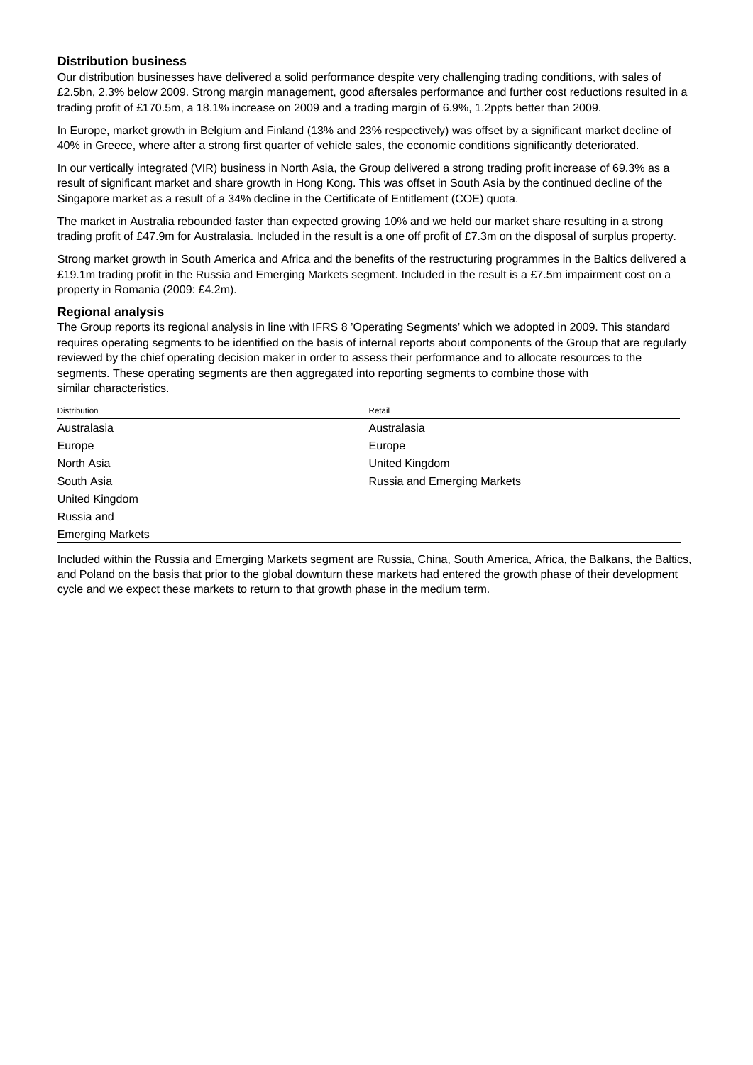### Distribution business

Our distribution businesses have delivered a solid performance despite very challenging trading conditions, with sales of £2.5bn, 2.3% below 2009. Strong margin management, good aftersales performance and further cost reductions resulted in a trading profit of £170.5m, a 18.1% increase on 2009 and a trading margin of 6.9%, 1.2ppts better than 2009.

In Europe, market growth in Belgium and Finland (13% and 23% respectively) was offset by a significant market decline of 40% in Greece, where after a strong first quarter of vehicle sales, the economic conditions significantly deteriorated.

In our vertically integrated (VIR) business in North Asia, the Group delivered a strong trading profit increase of 69.3% as a result of significant market and share growth in Hong Kong. This was offset in South Asia by the continued decline of the Singapore market as a result of a 34% decline in the Certificate of Entitlement (COE) quota.

The market in Australia rebounded faster than expected growing 10% and we held our market share resulting in a strong trading profit of £47.9m for Australasia. Included in the result is a one off profit of £7.3m on the disposal of surplus property.

Strong market growth in South America and Africa and the benefits of the restructuring programmes in the Baltics delivered a £19.1m trading profit in the Russia and Emerging Markets segment. Included in the result is a £7.5m impairment cost on a property in Romania (2009: £4.2m).

### Regional analysis

The Group reports its regional analysis in line with IFRS 8 'Operating Segments' which we adopted in 2009. This standard requires operating segments to be identified on the basis of internal reports about components of the Group that are regularly reviewed by the chief operating decision maker in order to assess their performance and to allocate resources to the segments. These operating segments are then aggregated into reporting segments to combine those with similar characteristics.

| Distribution | Retail |
|---|---|
| Australasia | Australasia |
| Europe | Europe |
| North Asia | United Kingdom |
| South Asia | Russia and Emerging Markets |
| United Kingdom | |
| Russia and Emerging Markets | |

Included within the Russia and Emerging Markets segment are Russia, China, South America, Africa, the Balkans, the Baltics, and Poland on the basis that prior to the global downturn these markets had entered the growth phase of their development cycle and we expect these markets to return to that growth phase in the medium term.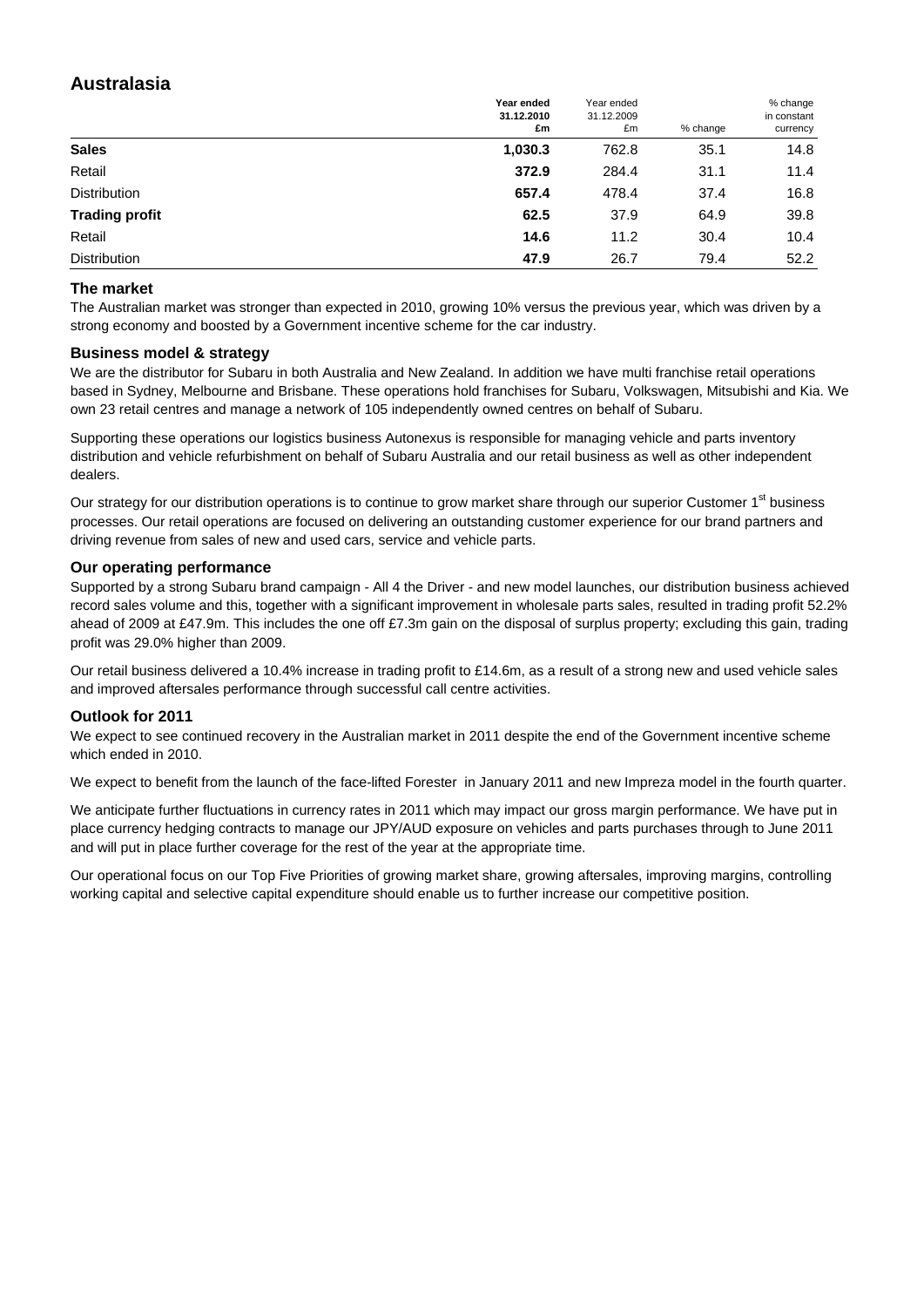## Australasia

| | Year ended 31.12.2010 £m | Year ended 31.12.2009 £m | % change | % change in constant currency |
|---|---|---|---|---|
| **Sales** | **1,030.3** | 762.8 | 35.1 | 14.8 |
| Retail | **372.9** | 284.4 | 31.1 | 11.4 |
| Distribution | **657.4** | 478.4 | 37.4 | 16.8 |
| **Trading profit** | **62.5** | 37.9 | 64.9 | 39.8 |
| Retail | **14.6** | 11.2 | 30.4 | 10.4 |
| Distribution | **47.9** | 26.7 | 79.4 | 52.2 |

### The market

The Australian market was stronger than expected in 2010, growing 10% versus the previous year, which was driven by a strong economy and boosted by a Government incentive scheme for the car industry.

### Business model & strategy

We are the distributor for Subaru in both Australia and New Zealand. In addition we have multi franchise retail operations based in Sydney, Melbourne and Brisbane. These operations hold franchises for Subaru, Volkswagen, Mitsubishi and Kia. We own 23 retail centres and manage a network of 105 independently owned centres on behalf of Subaru.

Supporting these operations our logistics business Autonexus is responsible for managing vehicle and parts inventory distribution and vehicle refurbishment on behalf of Subaru Australia and our retail business as well as other independent dealers.

Our strategy for our distribution operations is to continue to grow market share through our superior Customer 1st business processes. Our retail operations are focused on delivering an outstanding customer experience for our brand partners and driving revenue from sales of new and used cars, service and vehicle parts.

### Our operating performance

Supported by a strong Subaru brand campaign - All 4 the Driver - and new model launches, our distribution business achieved record sales volume and this, together with a significant improvement in wholesale parts sales, resulted in trading profit 52.2% ahead of 2009 at £47.9m. This includes the one off £7.3m gain on the disposal of surplus property; excluding this gain, trading profit was 29.0% higher than 2009.

Our retail business delivered a 10.4% increase in trading profit to £14.6m, as a result of a strong new and used vehicle sales and improved aftersales performance through successful call centre activities.

### Outlook for 2011

We expect to see continued recovery in the Australian market in 2011 despite the end of the Government incentive scheme which ended in 2010.

We expect to benefit from the launch of the face-lifted Forester in January 2011 and new Impreza model in the fourth quarter.

We anticipate further fluctuations in currency rates in 2011 which may impact our gross margin performance. We have put in place currency hedging contracts to manage our JPY/AUD exposure on vehicles and parts purchases through to June 2011 and will put in place further coverage for the rest of the year at the appropriate time.

Our operational focus on our Top Five Priorities of growing market share, growing aftersales, improving margins, controlling working capital and selective capital expenditure should enable us to further increase our competitive position.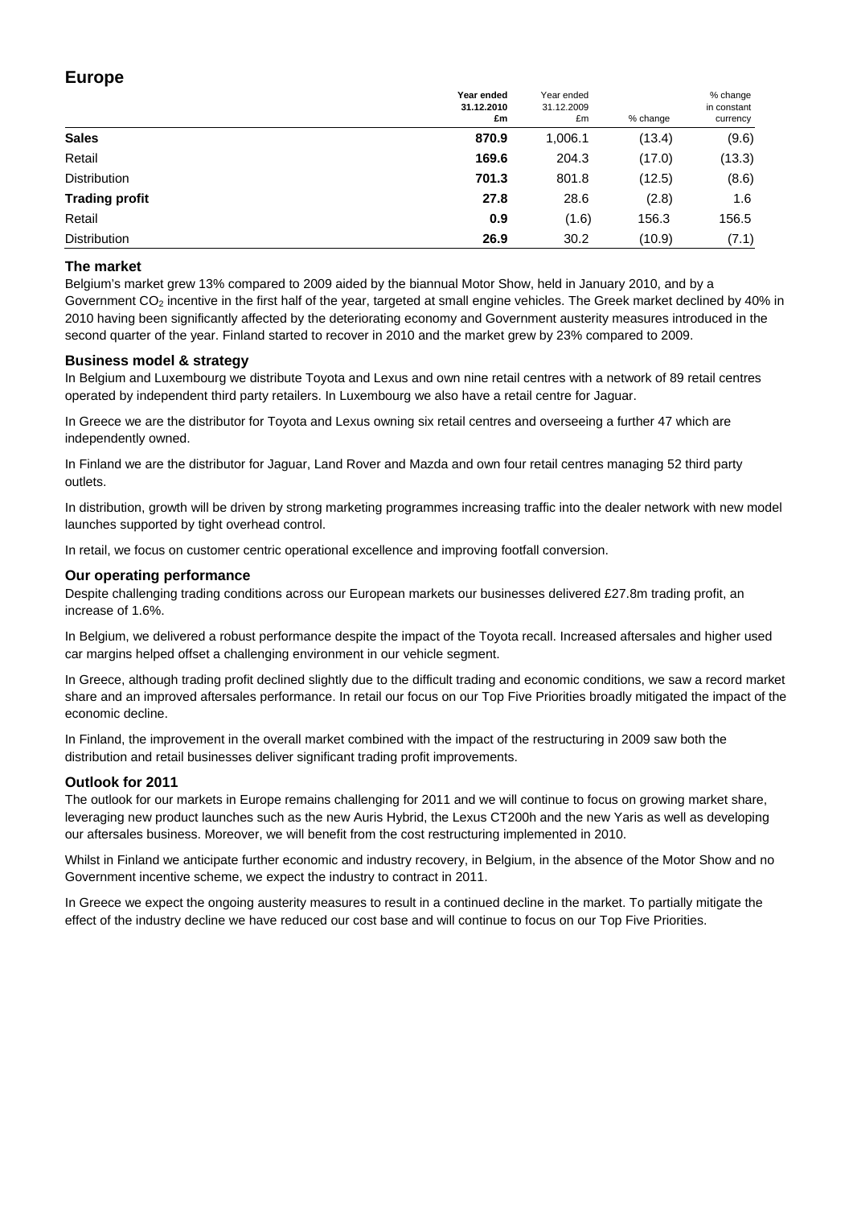# Europe

| | Year ended 31.12.2010 £m | Year ended 31.12.2009 £m | % change | % change in constant currency |
|---|---|---|---|---|
| **Sales** | **870.9** | 1,006.1 | (13.4) | (9.6) |
| Retail | **169.6** | 204.3 | (17.0) | (13.3) |
| Distribution | **701.3** | 801.8 | (12.5) | (8.6) |
| **Trading profit** | **27.8** | 28.6 | (2.8) | 1.6 |
| Retail | **0.9** | (1.6) | 156.3 | 156.5 |
| Distribution | **26.9** | 30.2 | (10.9) | (7.1) |

### The market

Belgium's market grew 13% compared to 2009 aided by the biannual Motor Show, held in January 2010, and by a Government $CO_2$ incentive in the first half of the year, targeted at small engine vehicles. The Greek market declined by 40% in 2010 having been significantly affected by the deteriorating economy and Government austerity measures introduced in the second quarter of the year. Finland started to recover in 2010 and the market grew by 23% compared to 2009.

### Business model & strategy

In Belgium and Luxembourg we distribute Toyota and Lexus and own nine retail centres with a network of 89 retail centres operated by independent third party retailers. In Luxembourg we also have a retail centre for Jaguar.

In Greece we are the distributor for Toyota and Lexus owning six retail centres and overseeing a further 47 which are independently owned.

In Finland we are the distributor for Jaguar, Land Rover and Mazda and own four retail centres managing 52 third party outlets.

In distribution, growth will be driven by strong marketing programmes increasing traffic into the dealer network with new model launches supported by tight overhead control.

In retail, we focus on customer centric operational excellence and improving footfall conversion.

### Our operating performance

Despite challenging trading conditions across our European markets our businesses delivered £27.8m trading profit, an increase of 1.6%.

In Belgium, we delivered a robust performance despite the impact of the Toyota recall. Increased aftersales and higher used car margins helped offset a challenging environment in our vehicle segment.

In Greece, although trading profit declined slightly due to the difficult trading and economic conditions, we saw a record market share and an improved aftersales performance. In retail our focus on our Top Five Priorities broadly mitigated the impact of the economic decline.

In Finland, the improvement in the overall market combined with the impact of the restructuring in 2009 saw both the distribution and retail businesses deliver significant trading profit improvements.

### Outlook for 2011

The outlook for our markets in Europe remains challenging for 2011 and we will continue to focus on growing market share, leveraging new product launches such as the new Auris Hybrid, the Lexus CT200h and the new Yaris as well as developing our aftersales business. Moreover, we will benefit from the cost restructuring implemented in 2010.

Whilst in Finland we anticipate further economic and industry recovery, in Belgium, in the absence of the Motor Show and no Government incentive scheme, we expect the industry to contract in 2011.

In Greece we expect the ongoing austerity measures to result in a continued decline in the market. To partially mitigate the effect of the industry decline we have reduced our cost base and will continue to focus on our Top Five Priorities.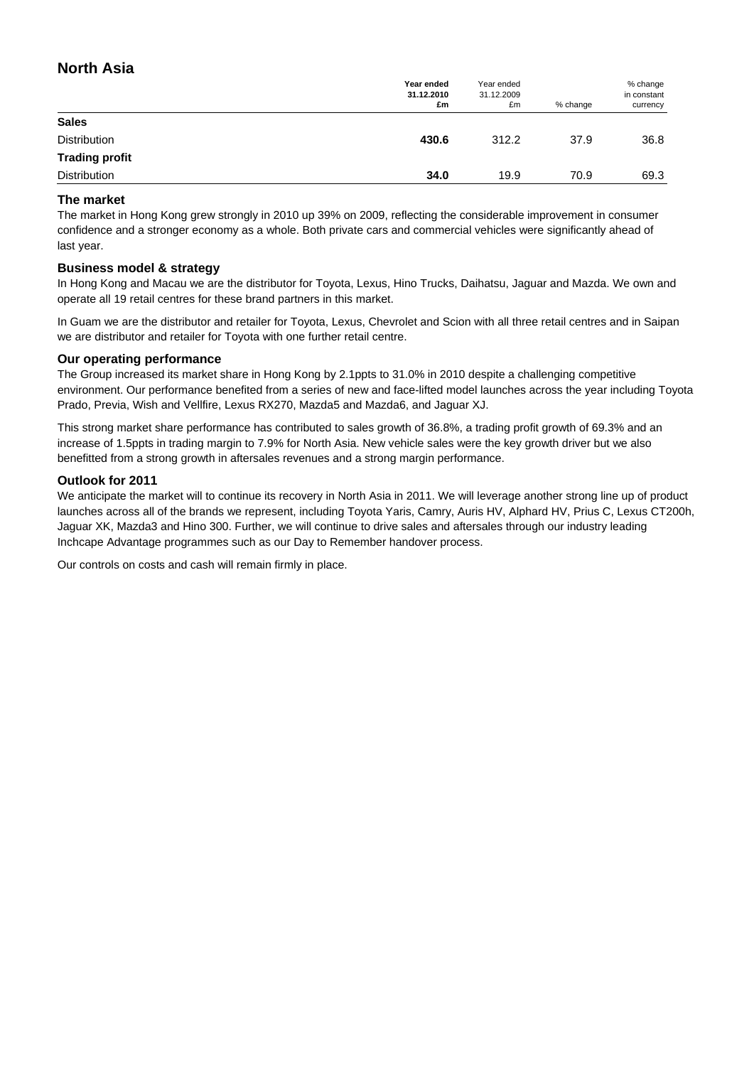# North Asia

| | Year ended 31.12.2010 £m | Year ended 31.12.2009 £m | % change | % change in constant currency |
|---|---|---|---|---|
| **Sales** | | | | |
| Distribution | **430.6** | 312.2 | 37.9 | 36.8 |
| **Trading profit** | | | | |
| Distribution | **34.0** | 19.9 | 70.9 | 69.3 |

### The market

The market in Hong Kong grew strongly in 2010 up 39% on 2009, reflecting the considerable improvement in consumer confidence and a stronger economy as a whole. Both private cars and commercial vehicles were significantly ahead of last year.

### Business model & strategy

In Hong Kong and Macau we are the distributor for Toyota, Lexus, Hino Trucks, Daihatsu, Jaguar and Mazda. We own and operate all 19 retail centres for these brand partners in this market.

In Guam we are the distributor and retailer for Toyota, Lexus, Chevrolet and Scion with all three retail centres and in Saipan we are distributor and retailer for Toyota with one further retail centre.

### Our operating performance

The Group increased its market share in Hong Kong by 2.1ppts to 31.0% in 2010 despite a challenging competitive environment. Our performance benefited from a series of new and face-lifted model launches across the year including Toyota Prado, Previa, Wish and Vellfire, Lexus RX270, Mazda5 and Mazda6, and Jaguar XJ.

This strong market share performance has contributed to sales growth of 36.8%, a trading profit growth of 69.3% and an increase of 1.5ppts in trading margin to 7.9% for North Asia. New vehicle sales were the key growth driver but we also benefitted from a strong growth in aftersales revenues and a strong margin performance.

### Outlook for 2011

We anticipate the market will to continue its recovery in North Asia in 2011. We will leverage another strong line up of product launches across all of the brands we represent, including Toyota Yaris, Camry, Auris HV, Alphard HV, Prius C, Lexus CT200h, Jaguar XK, Mazda3 and Hino 300. Further, we will continue to drive sales and aftersales through our industry leading Inchcape Advantage programmes such as our Day to Remember handover process.

Our controls on costs and cash will remain firmly in place.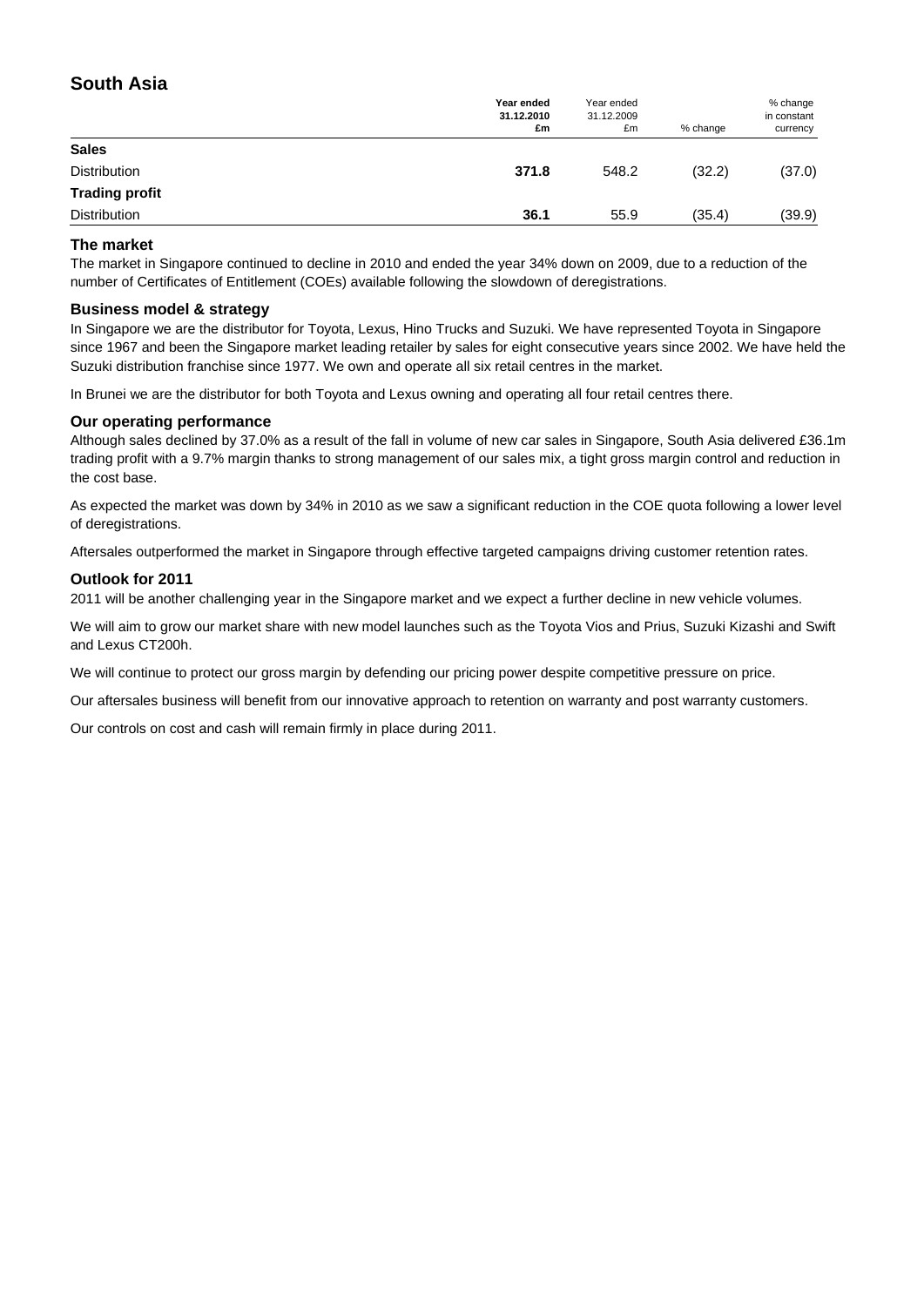## South Asia

| | Year ended 31.12.2010 £m | Year ended 31.12.2009 £m | % change | % change in constant currency |
|---|---|---|---|---|
| **Sales** | | | | |
| Distribution | **371.8** | 548.2 | (32.2) | (37.0) |
| **Trading profit** | | | | |
| Distribution | **36.1** | 55.9 | (35.4) | (39.9) |

### The market

The market in Singapore continued to decline in 2010 and ended the year 34% down on 2009, due to a reduction of the number of Certificates of Entitlement (COEs) available following the slowdown of deregistrations.

### Business model & strategy

In Singapore we are the distributor for Toyota, Lexus, Hino Trucks and Suzuki. We have represented Toyota in Singapore since 1967 and been the Singapore market leading retailer by sales for eight consecutive years since 2002. We have held the Suzuki distribution franchise since 1977. We own and operate all six retail centres in the market.

In Brunei we are the distributor for both Toyota and Lexus owning and operating all four retail centres there.

### Our operating performance

Although sales declined by 37.0% as a result of the fall in volume of new car sales in Singapore, South Asia delivered £36.1m trading profit with a 9.7% margin thanks to strong management of our sales mix, a tight gross margin control and reduction in the cost base.

As expected the market was down by 34% in 2010 as we saw a significant reduction in the COE quota following a lower level of deregistrations.

Aftersales outperformed the market in Singapore through effective targeted campaigns driving customer retention rates.

### Outlook for 2011

2011 will be another challenging year in the Singapore market and we expect a further decline in new vehicle volumes.

We will aim to grow our market share with new model launches such as the Toyota Vios and Prius, Suzuki Kizashi and Swift and Lexus CT200h.

We will continue to protect our gross margin by defending our pricing power despite competitive pressure on price.

Our aftersales business will benefit from our innovative approach to retention on warranty and post warranty customers.

Our controls on cost and cash will remain firmly in place during 2011.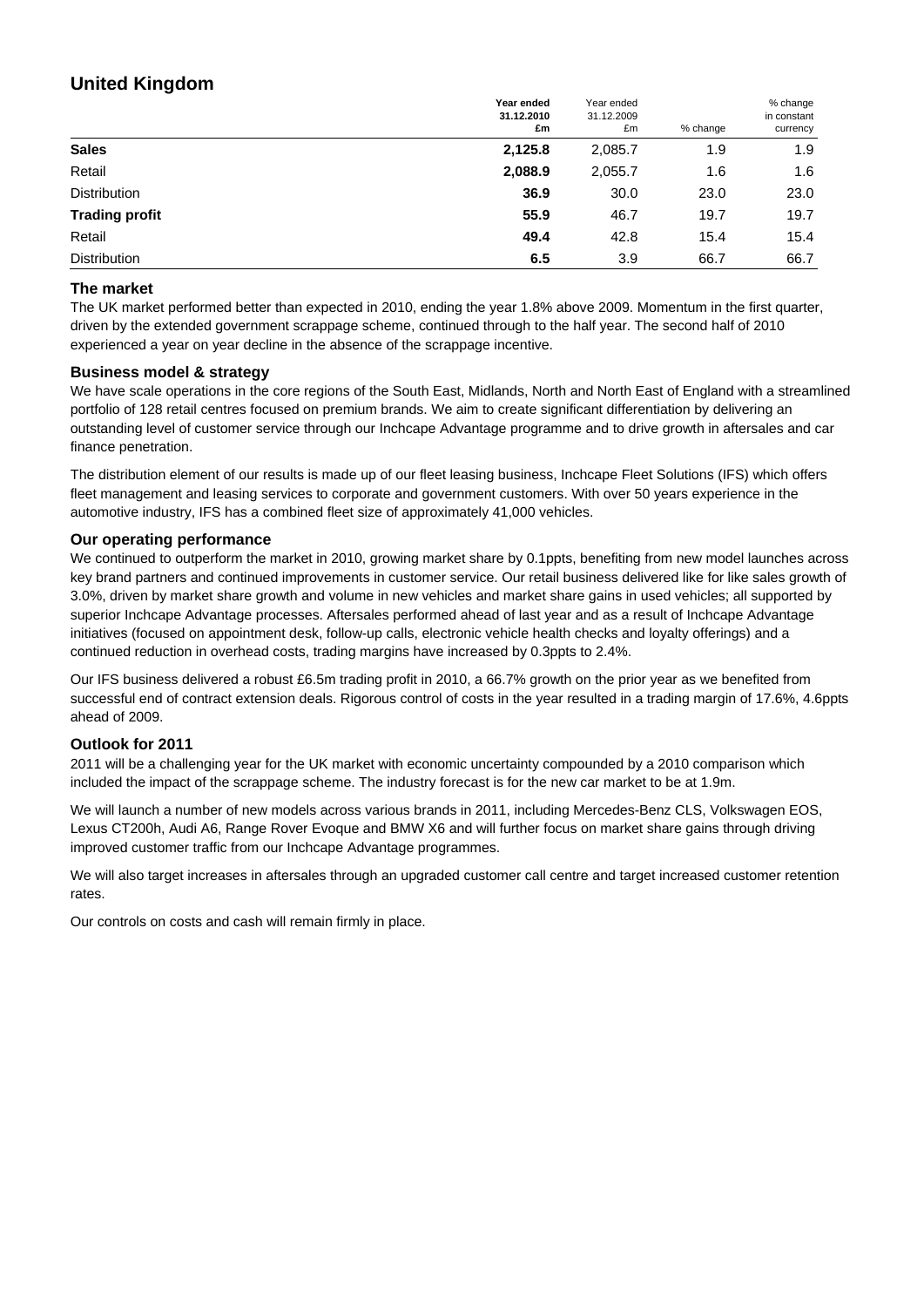## United Kingdom

| | Year ended 31.12.2010 £m | Year ended 31.12.2009 £m | % change | % change in constant currency |
|---|---|---|---|---|
| **Sales** | **2,125.8** | 2,085.7 | 1.9 | 1.9 |
| Retail | **2,088.9** | 2,055.7 | 1.6 | 1.6 |
| Distribution | **36.9** | 30.0 | 23.0 | 23.0 |
| **Trading profit** | **55.9** | 46.7 | 19.7 | 19.7 |
| Retail | **49.4** | 42.8 | 15.4 | 15.4 |
| Distribution | **6.5** | 3.9 | 66.7 | 66.7 |

### The market

The UK market performed better than expected in 2010, ending the year 1.8% above 2009. Momentum in the first quarter, driven by the extended government scrappage scheme, continued through to the half year. The second half of 2010 experienced a year on year decline in the absence of the scrappage incentive.

### Business model & strategy

We have scale operations in the core regions of the South East, Midlands, North and North East of England with a streamlined portfolio of 128 retail centres focused on premium brands. We aim to create significant differentiation by delivering an outstanding level of customer service through our Inchcape Advantage programme and to drive growth in aftersales and car finance penetration.

The distribution element of our results is made up of our fleet leasing business, Inchcape Fleet Solutions (IFS) which offers fleet management and leasing services to corporate and government customers. With over 50 years experience in the automotive industry, IFS has a combined fleet size of approximately 41,000 vehicles.

### Our operating performance

We continued to outperform the market in 2010, growing market share by 0.1ppts, benefiting from new model launches across key brand partners and continued improvements in customer service. Our retail business delivered like for like sales growth of 3.0%, driven by market share growth and volume in new vehicles and market share gains in used vehicles; all supported by superior Inchcape Advantage processes. Aftersales performed ahead of last year and as a result of Inchcape Advantage initiatives (focused on appointment desk, follow-up calls, electronic vehicle health checks and loyalty offerings) and a continued reduction in overhead costs, trading margins have increased by 0.3ppts to 2.4%.

Our IFS business delivered a robust £6.5m trading profit in 2010, a 66.7% growth on the prior year as we benefited from successful end of contract extension deals. Rigorous control of costs in the year resulted in a trading margin of 17.6%, 4.6ppts ahead of 2009.

### Outlook for 2011

2011 will be a challenging year for the UK market with economic uncertainty compounded by a 2010 comparison which included the impact of the scrappage scheme. The industry forecast is for the new car market to be at 1.9m.

We will launch a number of new models across various brands in 2011, including Mercedes-Benz CLS, Volkswagen EOS, Lexus CT200h, Audi A6, Range Rover Evoque and BMW X6 and will further focus on market share gains through driving improved customer traffic from our Inchcape Advantage programmes.

We will also target increases in aftersales through an upgraded customer call centre and target increased customer retention rates.

Our controls on costs and cash will remain firmly in place.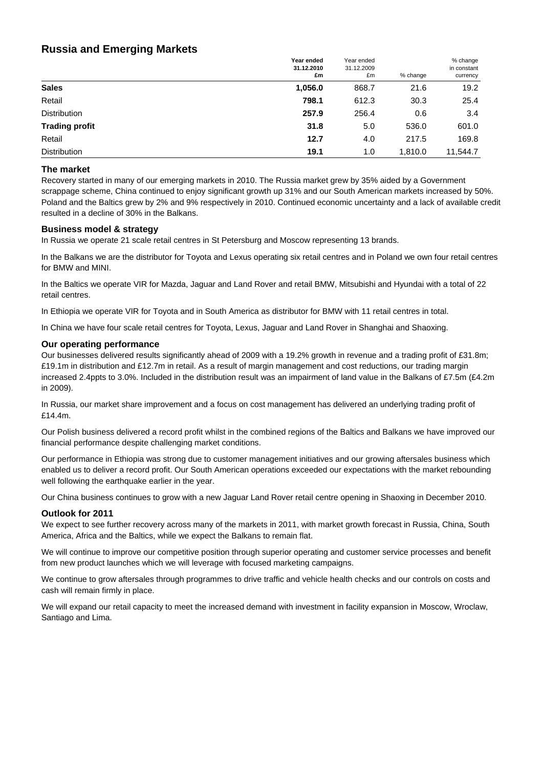## Russia and Emerging Markets

| | **Year ended 31.12.2010 £m** | Year ended 31.12.2009 £m | % change | % change in constant currency |
|---|---|---|---|---|
| **Sales** | **1,056.0** | 868.7 | 21.6 | 19.2 |
| Retail | **798.1** | 612.3 | 30.3 | 25.4 |
| Distribution | **257.9** | 256.4 | 0.6 | 3.4 |
| **Trading profit** | **31.8** | 5.0 | 536.0 | 601.0 |
| Retail | **12.7** | 4.0 | 217.5 | 169.8 |
| Distribution | **19.1** | 1.0 | 1,810.0 | 11,544.7 |

### The market

Recovery started in many of our emerging markets in 2010. The Russia market grew by 35% aided by a Government scrappage scheme, China continued to enjoy significant growth up 31% and our South American markets increased by 50%. Poland and the Baltics grew by 2% and 9% respectively in 2010. Continued economic uncertainty and a lack of available credit resulted in a decline of 30% in the Balkans.

### Business model & strategy

In Russia we operate 21 scale retail centres in St Petersburg and Moscow representing 13 brands.

In the Balkans we are the distributor for Toyota and Lexus operating six retail centres and in Poland we own four retail centres for BMW and MINI.

In the Baltics we operate VIR for Mazda, Jaguar and Land Rover and retail BMW, Mitsubishi and Hyundai with a total of 22 retail centres.

In Ethiopia we operate VIR for Toyota and in South America as distributor for BMW with 11 retail centres in total.

In China we have four scale retail centres for Toyota, Lexus, Jaguar and Land Rover in Shanghai and Shaoxing.

### Our operating performance

Our businesses delivered results significantly ahead of 2009 with a 19.2% growth in revenue and a trading profit of £31.8m; £19.1m in distribution and £12.7m in retail. As a result of margin management and cost reductions, our trading margin increased 2.4ppts to 3.0%. Included in the distribution result was an impairment of land value in the Balkans of £7.5m (£4.2m in 2009).

In Russia, our market share improvement and a focus on cost management has delivered an underlying trading profit of £14.4m.

Our Polish business delivered a record profit whilst in the combined regions of the Baltics and Balkans we have improved our financial performance despite challenging market conditions.

Our performance in Ethiopia was strong due to customer management initiatives and our growing aftersales business which enabled us to deliver a record profit. Our South American operations exceeded our expectations with the market rebounding well following the earthquake earlier in the year.

Our China business continues to grow with a new Jaguar Land Rover retail centre opening in Shaoxing in December 2010.

### Outlook for 2011

We expect to see further recovery across many of the markets in 2011, with market growth forecast in Russia, China, South America, Africa and the Baltics, while we expect the Balkans to remain flat.

We will continue to improve our competitive position through superior operating and customer service processes and benefit from new product launches which we will leverage with focused marketing campaigns.

We continue to grow aftersales through programmes to drive traffic and vehicle health checks and our controls on costs and cash will remain firmly in place.

We will expand our retail capacity to meet the increased demand with investment in facility expansion in Moscow, Wroclaw, Santiago and Lima.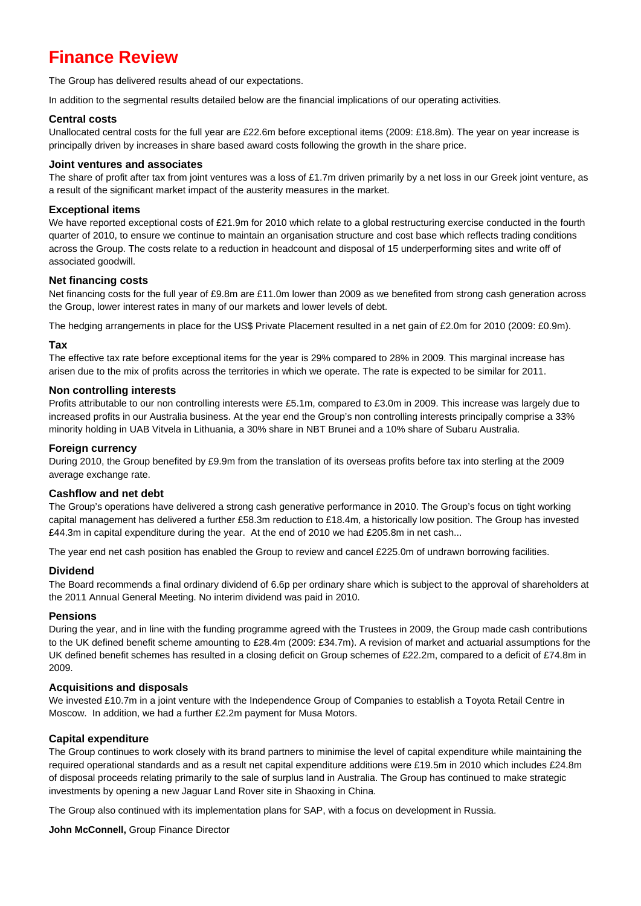# Finance Review

The Group has delivered results ahead of our expectations.

In addition to the segmental results detailed below are the financial implications of our operating activities.

### Central costs

Unallocated central costs for the full year are £22.6m before exceptional items (2009: £18.8m). The year on year increase is principally driven by increases in share based award costs following the growth in the share price.

### Joint ventures and associates

The share of profit after tax from joint ventures was a loss of £1.7m driven primarily by a net loss in our Greek joint venture, as a result of the significant market impact of the austerity measures in the market.

### Exceptional items

We have reported exceptional costs of £21.9m for 2010 which relate to a global restructuring exercise conducted in the fourth quarter of 2010, to ensure we continue to maintain an organisation structure and cost base which reflects trading conditions across the Group. The costs relate to a reduction in headcount and disposal of 15 underperforming sites and write off of associated goodwill.

### Net financing costs

Net financing costs for the full year of £9.8m are £11.0m lower than 2009 as we benefited from strong cash generation across the Group, lower interest rates in many of our markets and lower levels of debt.

The hedging arrangements in place for the US$ Private Placement resulted in a net gain of £2.0m for 2010 (2009: £0.9m).

### Tax

The effective tax rate before exceptional items for the year is 29% compared to 28% in 2009. This marginal increase has arisen due to the mix of profits across the territories in which we operate. The rate is expected to be similar for 2011.

### Non controlling interests

Profits attributable to our non controlling interests were £5.1m, compared to £3.0m in 2009. This increase was largely due to increased profits in our Australia business. At the year end the Group's non controlling interests principally comprise a 33% minority holding in UAB Vitvela in Lithuania, a 30% share in NBT Brunei and a 10% share of Subaru Australia.

### Foreign currency

During 2010, the Group benefited by £9.9m from the translation of its overseas profits before tax into sterling at the 2009 average exchange rate.

### Cashflow and net debt

The Group's operations have delivered a strong cash generative performance in 2010. The Group's focus on tight working capital management has delivered a further £58.3m reduction to £18.4m, a historically low position. The Group has invested £44.3m in capital expenditure during the year. At the end of 2010 we had £205.8m in net cash...

The year end net cash position has enabled the Group to review and cancel £225.0m of undrawn borrowing facilities.

### Dividend

The Board recommends a final ordinary dividend of 6.6p per ordinary share which is subject to the approval of shareholders at the 2011 Annual General Meeting. No interim dividend was paid in 2010.

### Pensions

During the year, and in line with the funding programme agreed with the Trustees in 2009, the Group made cash contributions to the UK defined benefit scheme amounting to £28.4m (2009: £34.7m). A revision of market and actuarial assumptions for the UK defined benefit schemes has resulted in a closing deficit on Group schemes of £22.2m, compared to a deficit of £74.8m in 2009.

### Acquisitions and disposals

We invested £10.7m in a joint venture with the Independence Group of Companies to establish a Toyota Retail Centre in Moscow. In addition, we had a further £2.2m payment for Musa Motors.

### Capital expenditure

The Group continues to work closely with its brand partners to minimise the level of capital expenditure while maintaining the required operational standards and as a result net capital expenditure additions were £19.5m in 2010 which includes £24.8m of disposal proceeds relating primarily to the sale of surplus land in Australia. The Group has continued to make strategic investments by opening a new Jaguar Land Rover site in Shaoxing in China.

The Group also continued with its implementation plans for SAP, with a focus on development in Russia.

**John McConnell,** Group Finance Director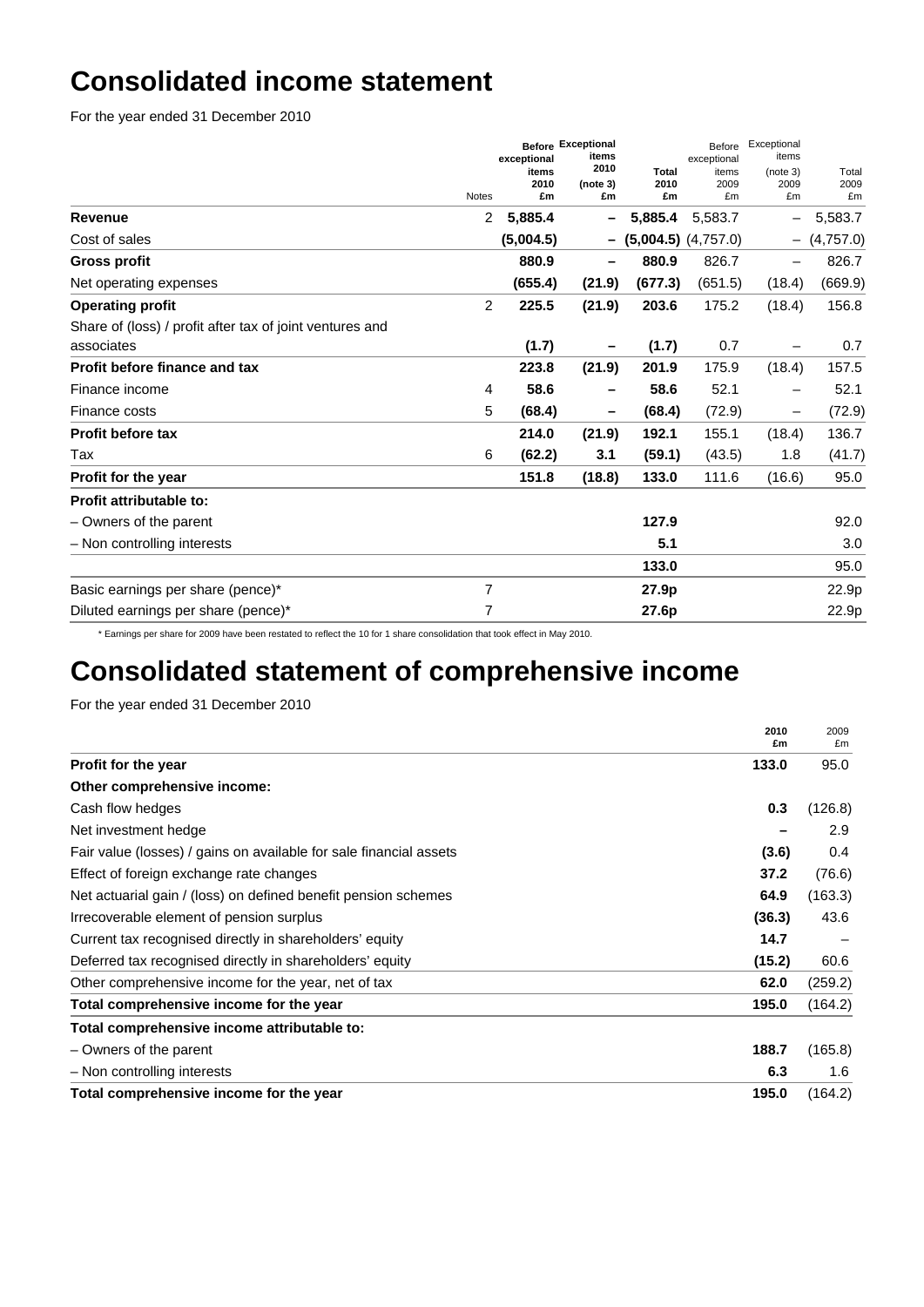# Consolidated income statement

For the year ended 31 December 2010

| | Notes | Before exceptional items 2010 £m | Exceptional items 2010 (note 3) £m | Total 2010 £m | Before exceptional items 2009 £m | Exceptional items (note 3) 2009 £m | Total 2009 £m |
|---|---|---|---|---|---|---|---|
| **Revenue** | 2 | **5,885.4** | **–** | **5,885.4** | 5,583.7 | – | 5,583.7 |
| Cost of sales | | **(5,004.5)** | **–** | **(5,004.5)** | (4,757.0) | – | (4,757.0) |
| **Gross profit** | | **880.9** | **–** | **880.9** | 826.7 | – | 826.7 |
| Net operating expenses | | **(655.4)** | **(21.9)** | **(677.3)** | (651.5) | (18.4) | (669.9) |
| **Operating profit** | 2 | **225.5** | **(21.9)** | **203.6** | 175.2 | (18.4) | 156.8 |
| Share of (loss) / profit after tax of joint ventures and associates | | **(1.7)** | **–** | **(1.7)** | 0.7 | – | 0.7 |
| **Profit before finance and tax** | | **223.8** | **(21.9)** | **201.9** | 175.9 | (18.4) | 157.5 |
| Finance income | 4 | **58.6** | **–** | **58.6** | 52.1 | – | 52.1 |
| Finance costs | 5 | **(68.4)** | **–** | **(68.4)** | (72.9) | – | (72.9) |
| **Profit before tax** | | **214.0** | **(21.9)** | **192.1** | 155.1 | (18.4) | 136.7 |
| Tax | 6 | **(62.2)** | **3.1** | **(59.1)** | (43.5) | 1.8 | (41.7) |
| **Profit for the year** | | **151.8** | **(18.8)** | **133.0** | 111.6 | (16.6) | 95.0 |
| **Profit attributable to:** | | | | | | | |
| – Owners of the parent | | | | **127.9** | | | 92.0 |
| – Non controlling interests | | | | **5.1** | | | 3.0 |
| | | | | **133.0** | | | 95.0 |
| Basic earnings per share (pence)* | 7 | | | **27.9p** | | | 22.9p |
| Diluted earnings per share (pence)* | 7 | | | **27.6p** | | | 22.9p |

\* Earnings per share for 2009 have been restated to reflect the 10 for 1 share consolidation that took effect in May 2010.

# Consolidated statement of comprehensive income

For the year ended 31 December 2010

| | 2010 £m | 2009 £m |
|---|---|---|
| **Profit for the year** | **133.0** | 95.0 |
| **Other comprehensive income:** | | |
| Cash flow hedges | **0.3** | (126.8) |
| Net investment hedge | **–** | 2.9 |
| Fair value (losses) / gains on available for sale financial assets | **(3.6)** | 0.4 |
| Effect of foreign exchange rate changes | **37.2** | (76.6) |
| Net actuarial gain / (loss) on defined benefit pension schemes | **64.9** | (163.3) |
| Irrecoverable element of pension surplus | **(36.3)** | 43.6 |
| Current tax recognised directly in shareholders' equity | **14.7** | – |
| Deferred tax recognised directly in shareholders' equity | **(15.2)** | 60.6 |
| Other comprehensive income for the year, net of tax | **62.0** | (259.2) |
| **Total comprehensive income for the year** | **195.0** | (164.2) |
| **Total comprehensive income attributable to:** | | |
| – Owners of the parent | **188.7** | (165.8) |
| – Non controlling interests | **6.3** | 1.6 |
| **Total comprehensive income for the year** | **195.0** | (164.2) |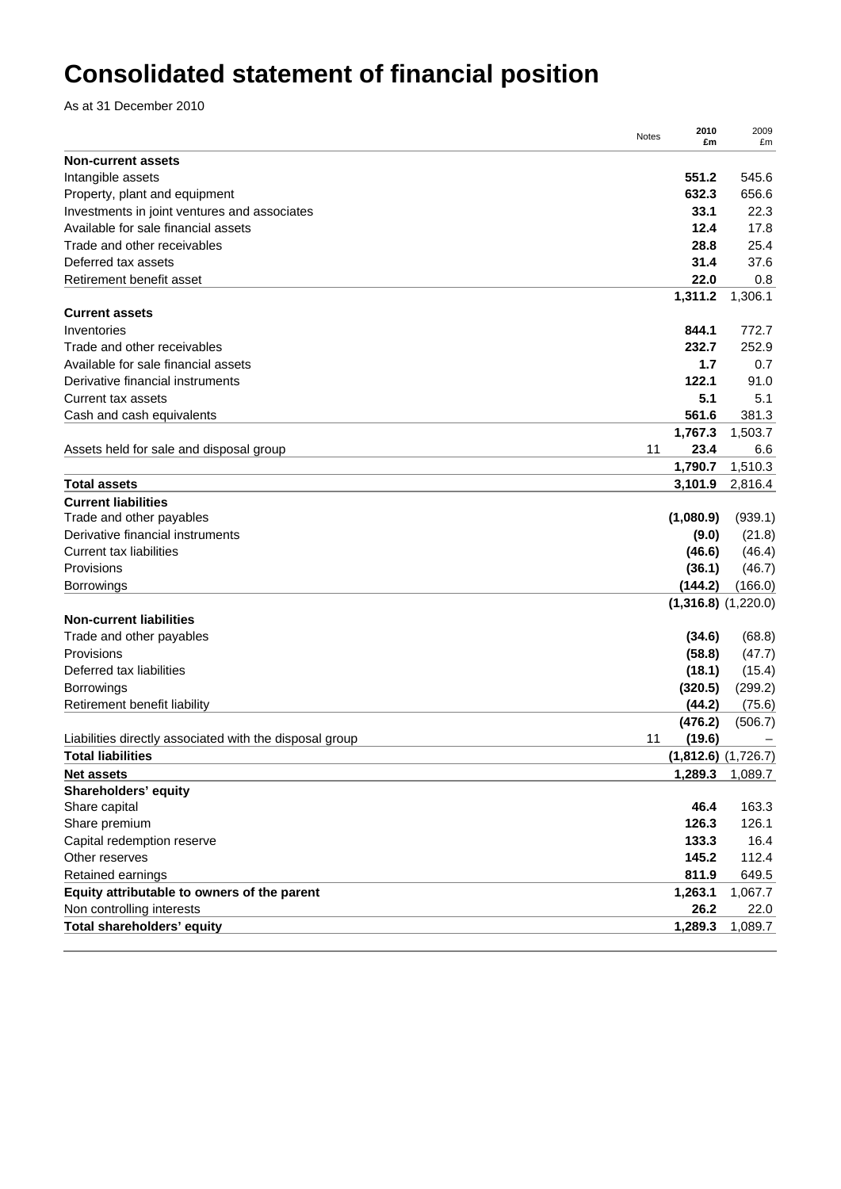# Consolidated statement of financial position

As at 31 December 2010

| | Notes | 2010 £m | 2009 £m |
|---|---|---|---|
| **Non-current assets** | | | |
| Intangible assets | | **551.2** | 545.6 |
| Property, plant and equipment | | **632.3** | 656.6 |
| Investments in joint ventures and associates | | **33.1** | 22.3 |
| Available for sale financial assets | | **12.4** | 17.8 |
| Trade and other receivables | | **28.8** | 25.4 |
| Deferred tax assets | | **31.4** | 37.6 |
| Retirement benefit asset | | **22.0** | 0.8 |
| | | **1,311.2** | 1,306.1 |
| **Current assets** | | | |
| Inventories | | **844.1** | 772.7 |
| Trade and other receivables | | **232.7** | 252.9 |
| Available for sale financial assets | | **1.7** | 0.7 |
| Derivative financial instruments | | **122.1** | 91.0 |
| Current tax assets | | **5.1** | 5.1 |
| Cash and cash equivalents | | **561.6** | 381.3 |
| | | **1,767.3** | 1,503.7 |
| Assets held for sale and disposal group | 11 | **23.4** | 6.6 |
| | | **1,790.7** | 1,510.3 |
| **Total assets** | | **3,101.9** | 2,816.4 |
| **Current liabilities** | | | |
| Trade and other payables | | **(1,080.9)** | (939.1) |
| Derivative financial instruments | | **(9.0)** | (21.8) |
| Current tax liabilities | | **(46.6)** | (46.4) |
| Provisions | | **(36.1)** | (46.7) |
| Borrowings | | **(144.2)** | (166.0) |
| | | **(1,316.8)** | (1,220.0) |
| **Non-current liabilities** | | | |
| Trade and other payables | | **(34.6)** | (68.8) |
| Provisions | | **(58.8)** | (47.7) |
| Deferred tax liabilities | | **(18.1)** | (15.4) |
| Borrowings | | **(320.5)** | (299.2) |
| Retirement benefit liability | | **(44.2)** | (75.6) |
| | | **(476.2)** | (506.7) |
| Liabilities directly associated with the disposal group | 11 | **(19.6)** | – |
| **Total liabilities** | | **(1,812.6)** | (1,726.7) |
| **Net assets** | | **1,289.3** | 1,089.7 |
| **Shareholders' equity** | | | |
| Share capital | | **46.4** | 163.3 |
| Share premium | | **126.3** | 126.1 |
| Capital redemption reserve | | **133.3** | 16.4 |
| Other reserves | | **145.2** | 112.4 |
| Retained earnings | | **811.9** | 649.5 |
| **Equity attributable to owners of the parent** | | **1,263.1** | 1,067.7 |
| Non controlling interests | | **26.2** | 22.0 |
| **Total shareholders' equity** | | **1,289.3** | 1,089.7 |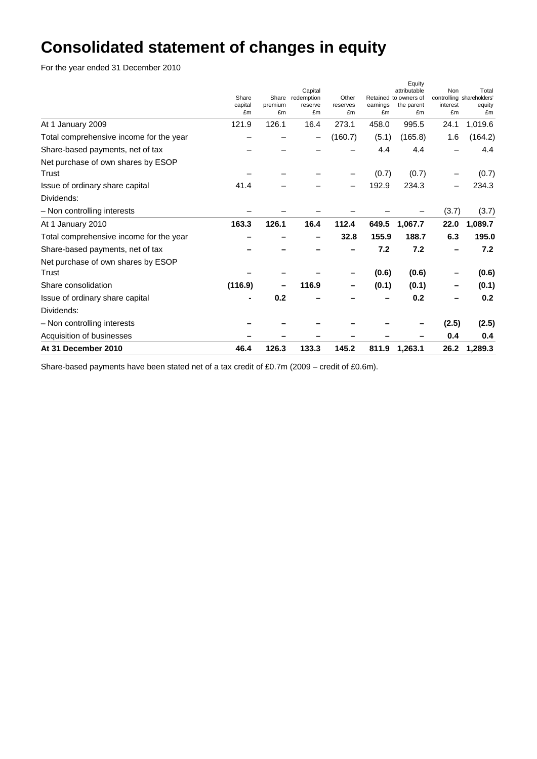# Consolidated statement of changes in equity

For the year ended 31 December 2010

| | Share capital £m | Share premium £m | Capital redemption reserve £m | Other reserves £m | Retained earnings £m | Equity attributable to owners of the parent £m | Non controlling interest £m | Total shareholders' equity £m |
|---|---|---|---|---|---|---|---|---|
| At 1 January 2009 | 121.9 | 126.1 | 16.4 | 273.1 | 458.0 | 995.5 | 24.1 | 1,019.6 |
| Total comprehensive income for the year | – | – | – | (160.7) | (5.1) | (165.8) | 1.6 | (164.2) |
| Share-based payments, net of tax | – | – | – | – | 4.4 | 4.4 | – | 4.4 |
| Net purchase of own shares by ESOP Trust | – | – | – | – | (0.7) | (0.7) | – | (0.7) |
| Issue of ordinary share capital | 41.4 | – | – | – | 192.9 | 234.3 | – | 234.3 |
| Dividends: | | | | | | | | |
| – Non controlling interests | – | – | – | – | – | – | (3.7) | (3.7) |
| **At 1 January 2010** | **163.3** | **126.1** | **16.4** | **112.4** | **649.5** | **1,067.7** | **22.0** | **1,089.7** |
| Total comprehensive income for the year | **–** | **–** | **–** | **32.8** | **155.9** | **188.7** | **6.3** | **195.0** |
| Share-based payments, net of tax | **–** | **–** | **–** | **–** | **7.2** | **7.2** | **–** | **7.2** |
| Net purchase of own shares by ESOP Trust | **–** | **–** | **–** | **–** | **(0.6)** | **(0.6)** | **–** | **(0.6)** |
| Share consolidation | **(116.9)** | **–** | **116.9** | **–** | **(0.1)** | **(0.1)** | **–** | **(0.1)** |
| Issue of ordinary share capital | **-** | **0.2** | **–** | **–** | **–** | **0.2** | **–** | **0.2** |
| Dividends: | | | | | | | | |
| – Non controlling interests | **–** | **–** | **–** | **–** | **–** | **–** | **(2.5)** | **(2.5)** |
| Acquisition of businesses | **–** | **–** | **–** | **–** | **–** | **–** | **0.4** | **0.4** |
| **At 31 December 2010** | **46.4** | **126.3** | **133.3** | **145.2** | **811.9** | **1,263.1** | **26.2** | **1,289.3** |

Share-based payments have been stated net of a tax credit of £0.7m (2009 – credit of £0.6m).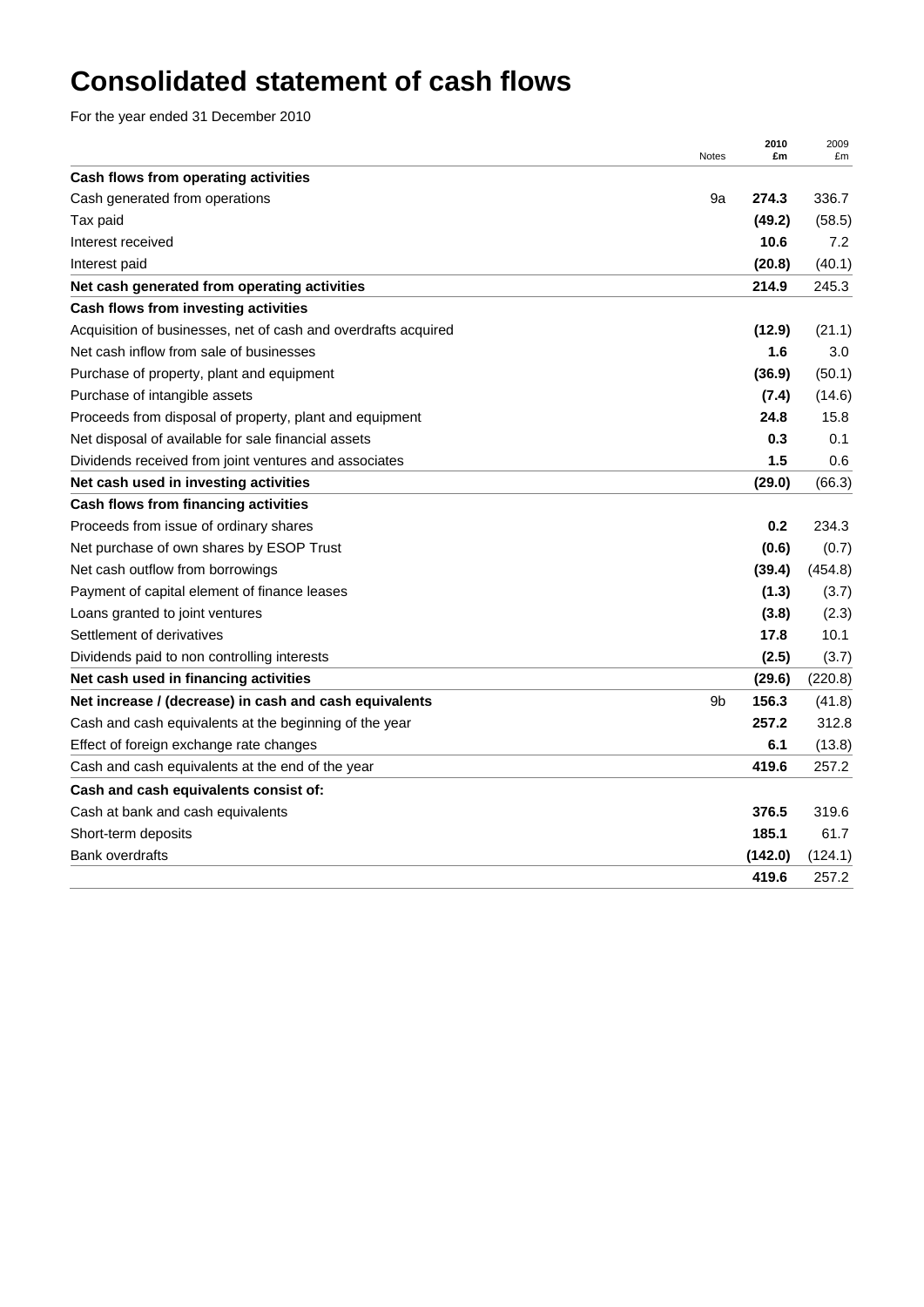# Consolidated statement of cash flows

For the year ended 31 December 2010

| | Notes | 2010 £m | 2009 £m |
|---|---|---|---|
| **Cash flows from operating activities** | | | |
| Cash generated from operations | 9a | **274.3** | 336.7 |
| Tax paid | | **(49.2)** | (58.5) |
| Interest received | | **10.6** | 7.2 |
| Interest paid | | **(20.8)** | (40.1) |
| **Net cash generated from operating activities** | | **214.9** | 245.3 |
| **Cash flows from investing activities** | | | |
| Acquisition of businesses, net of cash and overdrafts acquired | | **(12.9)** | (21.1) |
| Net cash inflow from sale of businesses | | **1.6** | 3.0 |
| Purchase of property, plant and equipment | | **(36.9)** | (50.1) |
| Purchase of intangible assets | | **(7.4)** | (14.6) |
| Proceeds from disposal of property, plant and equipment | | **24.8** | 15.8 |
| Net disposal of available for sale financial assets | | **0.3** | 0.1 |
| Dividends received from joint ventures and associates | | **1.5** | 0.6 |
| **Net cash used in investing activities** | | **(29.0)** | (66.3) |
| **Cash flows from financing activities** | | | |
| Proceeds from issue of ordinary shares | | **0.2** | 234.3 |
| Net purchase of own shares by ESOP Trust | | **(0.6)** | (0.7) |
| Net cash outflow from borrowings | | **(39.4)** | (454.8) |
| Payment of capital element of finance leases | | **(1.3)** | (3.7) |
| Loans granted to joint ventures | | **(3.8)** | (2.3) |
| Settlement of derivatives | | **17.8** | 10.1 |
| Dividends paid to non controlling interests | | **(2.5)** | (3.7) |
| **Net cash used in financing activities** | | **(29.6)** | (220.8) |
| **Net increase / (decrease) in cash and cash equivalents** | 9b | **156.3** | (41.8) |
| Cash and cash equivalents at the beginning of the year | | **257.2** | 312.8 |
| Effect of foreign exchange rate changes | | **6.1** | (13.8) |
| Cash and cash equivalents at the end of the year | | **419.6** | 257.2 |
| **Cash and cash equivalents consist of:** | | | |
| Cash at bank and cash equivalents | | **376.5** | 319.6 |
| Short-term deposits | | **185.1** | 61.7 |
| Bank overdrafts | | **(142.0)** | (124.1) |
| | | **419.6** | 257.2 |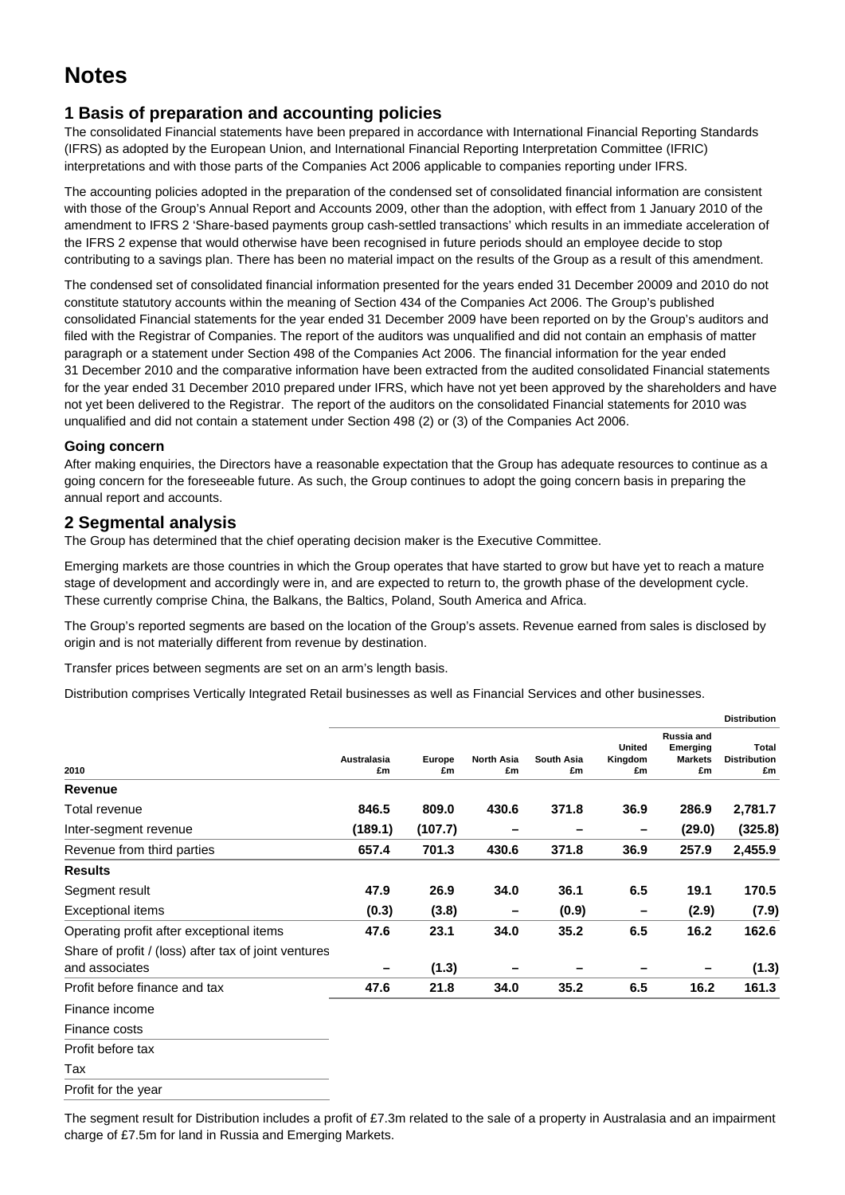# Notes

## 1 Basis of preparation and accounting policies

The consolidated Financial statements have been prepared in accordance with International Financial Reporting Standards (IFRS) as adopted by the European Union, and International Financial Reporting Interpretation Committee (IFRIC) interpretations and with those parts of the Companies Act 2006 applicable to companies reporting under IFRS.

The accounting policies adopted in the preparation of the condensed set of consolidated financial information are consistent with those of the Group's Annual Report and Accounts 2009, other than the adoption, with effect from 1 January 2010 of the amendment to IFRS 2 'Share-based payments group cash-settled transactions' which results in an immediate acceleration of the IFRS 2 expense that would otherwise have been recognised in future periods should an employee decide to stop contributing to a savings plan. There has been no material impact on the results of the Group as a result of this amendment.

The condensed set of consolidated financial information presented for the years ended 31 December 20009 and 2010 do not constitute statutory accounts within the meaning of Section 434 of the Companies Act 2006. The Group's published consolidated Financial statements for the year ended 31 December 2009 have been reported on by the Group's auditors and filed with the Registrar of Companies. The report of the auditors was unqualified and did not contain an emphasis of matter paragraph or a statement under Section 498 of the Companies Act 2006. The financial information for the year ended 31 December 2010 and the comparative information have been extracted from the audited consolidated Financial statements for the year ended 31 December 2010 prepared under IFRS, which have not yet been approved by the shareholders and have not yet been delivered to the Registrar. The report of the auditors on the consolidated Financial statements for 2010 was unqualified and did not contain a statement under Section 498 (2) or (3) of the Companies Act 2006.

### Going concern

After making enquiries, the Directors have a reasonable expectation that the Group has adequate resources to continue as a going concern for the foreseeable future. As such, the Group continues to adopt the going concern basis in preparing the annual report and accounts.

## 2 Segmental analysis

The Group has determined that the chief operating decision maker is the Executive Committee.

Emerging markets are those countries in which the Group operates that have started to grow but have yet to reach a mature stage of development and accordingly were in, and are expected to return to, the growth phase of the development cycle. These currently comprise China, the Balkans, the Baltics, Poland, South America and Africa.

The Group's reported segments are based on the location of the Group's assets. Revenue earned from sales is disclosed by origin and is not materially different from revenue by destination.

Transfer prices between segments are set on an arm's length basis.

Distribution comprises Vertically Integrated Retail businesses as well as Financial Services and other businesses.

| | Distribution | | | | | | |
|---|---|---|---|---|---|---|---|
| 2010 | Australasia £m | Europe £m | North Asia £m | South Asia £m | United Kingdom £m | Russia and Emerging Markets £m | Total Distribution £m |
| **Revenue** | | | | | | | |
| Total revenue | **846.5** | **809.0** | **430.6** | **371.8** | **36.9** | **286.9** | **2,781.7** |
| Inter-segment revenue | **(189.1)** | **(107.7)** | **–** | **–** | **–** | **(29.0)** | **(325.8)** |
| Revenue from third parties | **657.4** | **701.3** | **430.6** | **371.8** | **36.9** | **257.9** | **2,455.9** |
| **Results** | | | | | | | |
| Segment result | **47.9** | **26.9** | **34.0** | **36.1** | **6.5** | **19.1** | **170.5** |
| Exceptional items | **(0.3)** | **(3.8)** | **–** | **(0.9)** | **–** | **(2.9)** | **(7.9)** |
| Operating profit after exceptional items | **47.6** | **23.1** | **34.0** | **35.2** | **6.5** | **16.2** | **162.6** |
| Share of profit / (loss) after tax of joint ventures and associates | **–** | **(1.3)** | **–** | **–** | **–** | **–** | **(1.3)** |
| Profit before finance and tax | **47.6** | **21.8** | **34.0** | **35.2** | **6.5** | **16.2** | **161.3** |
| Finance income | | | | | | | |
| Finance costs | | | | | | | |
| Profit before tax | | | | | | | |
| Tax | | | | | | | |
| Profit for the year | | | | | | | |

The segment result for Distribution includes a profit of £7.3m related to the sale of a property in Australasia and an impairment charge of £7.5m for land in Russia and Emerging Markets.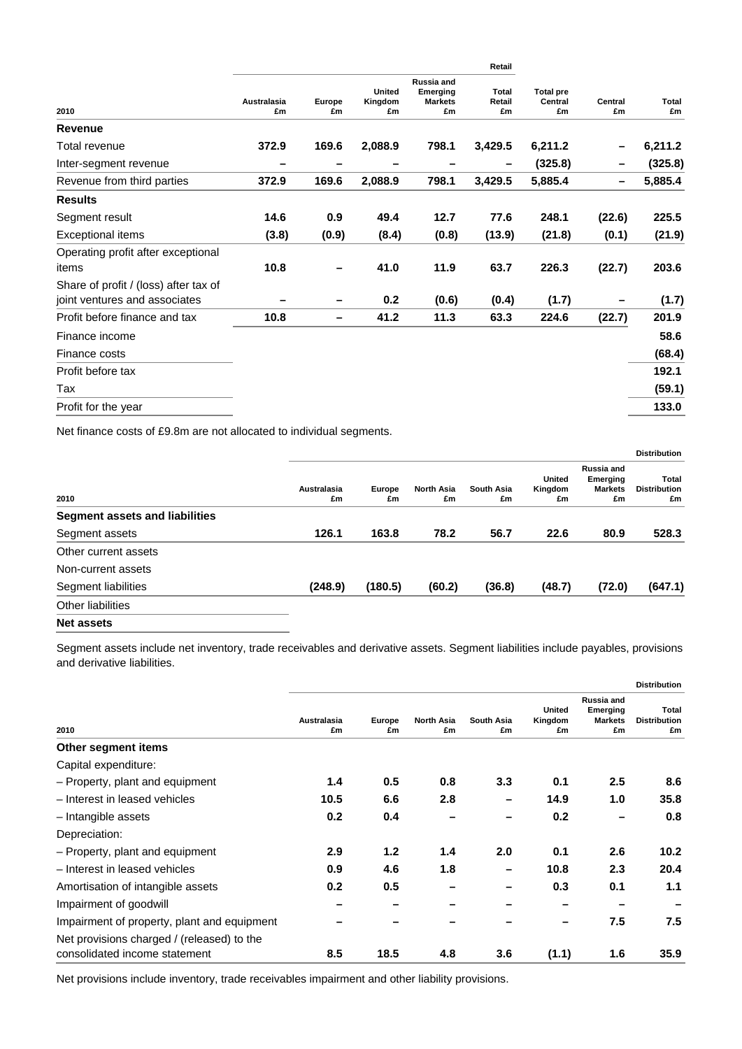| 2010 | Australasia £m | Europe £m | United Kingdom £m | Russia and Emerging Markets £m | Total Retail £m | Total pre Central £m | Central £m | Total £m |
|---|---|---|---|---|---|---|---|---|
| | Retail | | | | | | | |
| **Revenue** | | | | | | | | |
| Total revenue | **372.9** | **169.6** | **2,088.9** | **798.1** | **3,429.5** | **6,211.2** | **–** | **6,211.2** |
| Inter-segment revenue | **–** | **–** | **–** | **–** | **–** | **(325.8)** | **–** | **(325.8)** |
| Revenue from third parties | **372.9** | **169.6** | **2,088.9** | **798.1** | **3,429.5** | **5,885.4** | **–** | **5,885.4** |
| **Results** | | | | | | | | |
| Segment result | **14.6** | **0.9** | **49.4** | **12.7** | **77.6** | **248.1** | **(22.6)** | **225.5** |
| Exceptional items | **(3.8)** | **(0.9)** | **(8.4)** | **(0.8)** | **(13.9)** | **(21.8)** | **(0.1)** | **(21.9)** |
| Operating profit after exceptional items | **10.8** | **–** | **41.0** | **11.9** | **63.7** | **226.3** | **(22.7)** | **203.6** |
| Share of profit / (loss) after tax of joint ventures and associates | **–** | **–** | **0.2** | **(0.6)** | **(0.4)** | **(1.7)** | **–** | **(1.7)** |
| Profit before finance and tax | **10.8** | **–** | **41.2** | **11.3** | **63.3** | **224.6** | **(22.7)** | **201.9** |
| Finance income | | | | | | | | **58.6** |
| Finance costs | | | | | | | | **(68.4)** |
| Profit before tax | | | | | | | | **192.1** |
| Tax | | | | | | | | **(59.1)** |
| Profit for the year | | | | | | | | **133.0** |

Net finance costs of £9.8m are not allocated to individual segments.

| 2010 | Australasia £m | Europe £m | North Asia £m | South Asia £m | United Kingdom £m | Russia and Emerging Markets £m | Total Distribution £m |
|---|---|---|---|---|---|---|---|
| | Distribution | | | | | | |
| **Segment assets and liabilities** | | | | | | | |
| Segment assets | **126.1** | **163.8** | **78.2** | **56.7** | **22.6** | **80.9** | **528.3** |
| Other current assets | | | | | | | |
| Non-current assets | | | | | | | |
| Segment liabilities | **(248.9)** | **(180.5)** | **(60.2)** | **(36.8)** | **(48.7)** | **(72.0)** | **(647.1)** |
| Other liabilities | | | | | | | |
| **Net assets** | | | | | | | |

Segment assets include net inventory, trade receivables and derivative assets. Segment liabilities include payables, provisions and derivative liabilities.

| 2010 | Australasia £m | Europe £m | North Asia £m | South Asia £m | United Kingdom £m | Russia and Emerging Markets £m | Total Distribution £m |
|---|---|---|---|---|---|---|---|
| | Distribution | | | | | | |
| **Other segment items** | | | | | | | |
| Capital expenditure: | | | | | | | |
| – Property, plant and equipment | **1.4** | **0.5** | **0.8** | **3.3** | **0.1** | **2.5** | **8.6** |
| – Interest in leased vehicles | **10.5** | **6.6** | **2.8** | **–** | **14.9** | **1.0** | **35.8** |
| – Intangible assets | **0.2** | **0.4** | **–** | **–** | **0.2** | **–** | **0.8** |
| Depreciation: | | | | | | | |
| – Property, plant and equipment | **2.9** | **1.2** | **1.4** | **2.0** | **0.1** | **2.6** | **10.2** |
| – Interest in leased vehicles | **0.9** | **4.6** | **1.8** | **–** | **10.8** | **2.3** | **20.4** |
| Amortisation of intangible assets | **0.2** | **0.5** | **–** | **–** | **0.3** | **0.1** | **1.1** |
| Impairment of goodwill | **–** | **–** | **–** | **–** | **–** | **–** | **–** |
| Impairment of property, plant and equipment | **–** | **–** | **–** | **–** | **–** | **7.5** | **7.5** |
| Net provisions charged / (released) to the consolidated income statement | **8.5** | **18.5** | **4.8** | **3.6** | **(1.1)** | **1.6** | **35.9** |

Net provisions include inventory, trade receivables impairment and other liability provisions.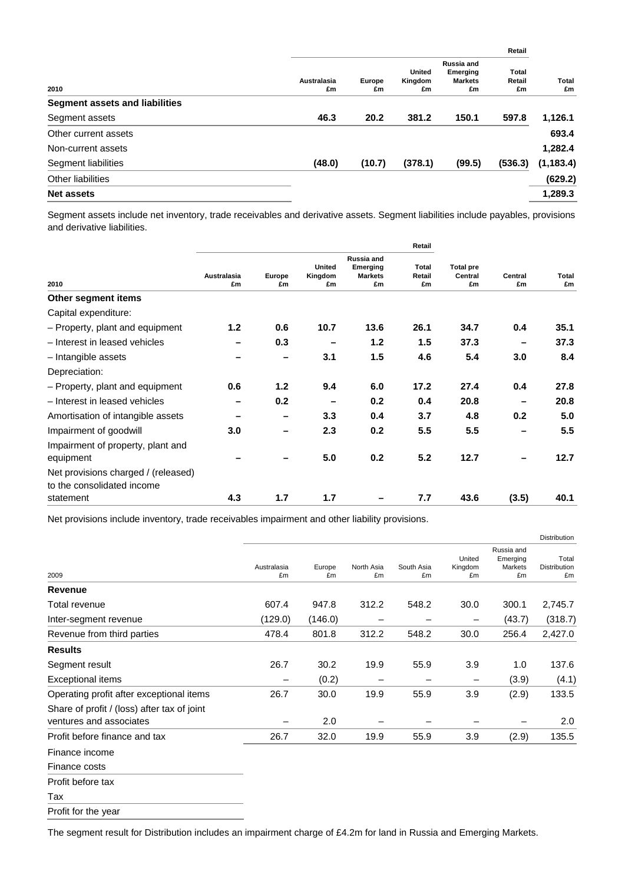| 2010 | Retail | | | | | |
|---|---|---|---|---|---|---|
| | Australasia £m | Europe £m | United Kingdom £m | Russia and Emerging Markets £m | Total Retail £m | Total £m |
| **Segment assets and liabilities** | | | | | | |
| Segment assets | **46.3** | **20.2** | **381.2** | **150.1** | **597.8** | **1,126.1** |
| Other current assets | | | | | | **693.4** |
| Non-current assets | | | | | | **1,282.4** |
| Segment liabilities | **(48.0)** | **(10.7)** | **(378.1)** | **(99.5)** | **(536.3)** | **(1,183.4)** |
| Other liabilities | | | | | | **(629.2)** |
| **Net assets** | | | | | | **1,289.3** |

Segment assets include net inventory, trade receivables and derivative assets. Segment liabilities include payables, provisions and derivative liabilities.

| 2010 | Retail | | | | | | | |
|---|---|---|---|---|---|---|---|---|
| | Australasia £m | Europe £m | United Kingdom £m | Russia and Emerging Markets £m | Total Retail £m | Total pre Central £m | Central £m | Total £m |
| **Other segment items** | | | | | | | | |
| Capital expenditure: | | | | | | | | |
| – Property, plant and equipment | **1.2** | **0.6** | **10.7** | **13.6** | **26.1** | **34.7** | **0.4** | **35.1** |
| – Interest in leased vehicles | **–** | **0.3** | **–** | **1.2** | **1.5** | **37.3** | **–** | **37.3** |
| – Intangible assets | **–** | **–** | **3.1** | **1.5** | **4.6** | **5.4** | **3.0** | **8.4** |
| Depreciation: | | | | | | | | |
| – Property, plant and equipment | **0.6** | **1.2** | **9.4** | **6.0** | **17.2** | **27.4** | **0.4** | **27.8** |
| – Interest in leased vehicles | **–** | **0.2** | **–** | **0.2** | **0.4** | **20.8** | **–** | **20.8** |
| Amortisation of intangible assets | **–** | **–** | **3.3** | **0.4** | **3.7** | **4.8** | **0.2** | **5.0** |
| Impairment of goodwill | **3.0** | **–** | **2.3** | **0.2** | **5.5** | **5.5** | **–** | **5.5** |
| Impairment of property, plant and equipment | **–** | **–** | **5.0** | **0.2** | **5.2** | **12.7** | **–** | **12.7** |
| Net provisions charged / (released) to the consolidated income statement | **4.3** | **1.7** | **1.7** | **–** | **7.7** | **43.6** | **(3.5)** | **40.1** |

Net provisions include inventory, trade receivables impairment and other liability provisions.

| 2009 | Distribution | | | | | | |
|---|---|---|---|---|---|---|---|
| | Australasia £m | Europe £m | North Asia £m | South Asia £m | United Kingdom £m | Russia and Emerging Markets £m | Total Distribution £m |
| **Revenue** | | | | | | | |
| Total revenue | 607.4 | 947.8 | 312.2 | 548.2 | 30.0 | 300.1 | 2,745.7 |
| Inter-segment revenue | (129.0) | (146.0) | – | – | – | (43.7) | (318.7) |
| Revenue from third parties | 478.4 | 801.8 | 312.2 | 548.2 | 30.0 | 256.4 | 2,427.0 |
| **Results** | | | | | | | |
| Segment result | 26.7 | 30.2 | 19.9 | 55.9 | 3.9 | 1.0 | 137.6 |
| Exceptional items | – | (0.2) | – | – | – | (3.9) | (4.1) |
| Operating profit after exceptional items | 26.7 | 30.0 | 19.9 | 55.9 | 3.9 | (2.9) | 133.5 |
| Share of profit / (loss) after tax of joint ventures and associates | – | 2.0 | – | – | – | – | 2.0 |
| Profit before finance and tax | 26.7 | 32.0 | 19.9 | 55.9 | 3.9 | (2.9) | 135.5 |
| Finance income | | | | | | | |
| Finance costs | | | | | | | |
| Profit before tax | | | | | | | |
| Tax | | | | | | | |
| Profit for the year | | | | | | | |

The segment result for Distribution includes an impairment charge of £4.2m for land in Russia and Emerging Markets.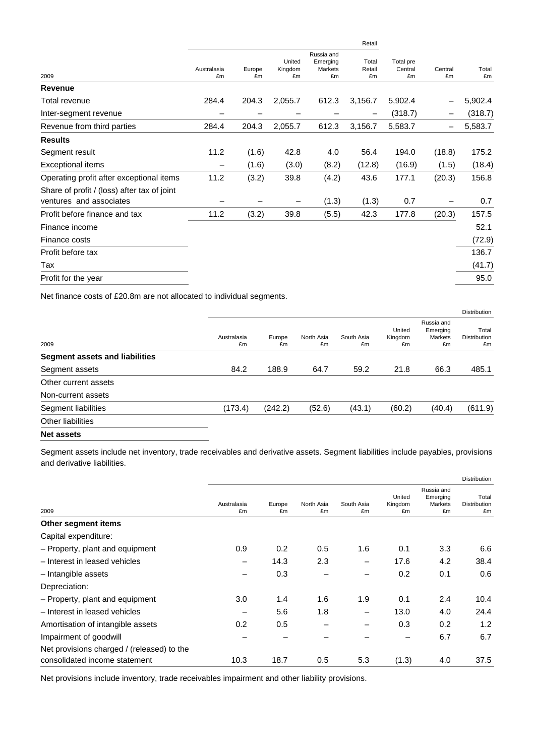| 2009 | Retail | | | | | | | |
|---|---|---|---|---|---|---|---|---|
| | Australasia £m | Europe £m | United Kingdom £m | Russia and Emerging Markets £m | Total Retail £m | Total pre Central £m | Central £m | Total £m |
| **Revenue** | | | | | | | | |
| Total revenue | 284.4 | 204.3 | 2,055.7 | 612.3 | 3,156.7 | 5,902.4 | – | 5,902.4 |
| Inter-segment revenue | – | – | – | – | – | (318.7) | – | (318.7) |
| Revenue from third parties | 284.4 | 204.3 | 2,055.7 | 612.3 | 3,156.7 | 5,583.7 | – | 5,583.7 |
| **Results** | | | | | | | | |
| Segment result | 11.2 | (1.6) | 42.8 | 4.0 | 56.4 | 194.0 | (18.8) | 175.2 |
| Exceptional items | – | (1.6) | (3.0) | (8.2) | (12.8) | (16.9) | (1.5) | (18.4) |
| Operating profit after exceptional items | 11.2 | (3.2) | 39.8 | (4.2) | 43.6 | 177.1 | (20.3) | 156.8 |
| Share of profit / (loss) after tax of joint ventures and associates | – | – | – | (1.3) | (1.3) | 0.7 | – | 0.7 |
| Profit before finance and tax | 11.2 | (3.2) | 39.8 | (5.5) | 42.3 | 177.8 | (20.3) | 157.5 |
| Finance income | | | | | | | | 52.1 |
| Finance costs | | | | | | | | (72.9) |
| Profit before tax | | | | | | | | 136.7 |
| Tax | | | | | | | | (41.7) |
| Profit for the year | | | | | | | | 95.0 |

Net finance costs of £20.8m are not allocated to individual segments.

| 2009 | Distribution | | | | | | |
|---|---|---|---|---|---|---|---|
| | Australasia £m | Europe £m | North Asia £m | South Asia £m | United Kingdom £m | Russia and Emerging Markets £m | Total Distribution £m |
| **Segment assets and liabilities** | | | | | | | |
| Segment assets | 84.2 | 188.9 | 64.7 | 59.2 | 21.8 | 66.3 | 485.1 |
| Other current assets | | | | | | | |
| Non-current assets | | | | | | | |
| Segment liabilities | (173.4) | (242.2) | (52.6) | (43.1) | (60.2) | (40.4) | (611.9) |
| Other liabilities | | | | | | | |
| **Net assets** | | | | | | | |

Segment assets include net inventory, trade receivables and derivative assets. Segment liabilities include payables, provisions and derivative liabilities.

| 2009 | Distribution | | | | | | |
|---|---|---|---|---|---|---|---|
| | Australasia £m | Europe £m | North Asia £m | South Asia £m | United Kingdom £m | Russia and Emerging Markets £m | Total Distribution £m |
| **Other segment items** | | | | | | | |
| Capital expenditure: | | | | | | | |
| – Property, plant and equipment | 0.9 | 0.2 | 0.5 | 1.6 | 0.1 | 3.3 | 6.6 |
| – Interest in leased vehicles | – | 14.3 | 2.3 | – | 17.6 | 4.2 | 38.4 |
| – Intangible assets | – | 0.3 | – | – | 0.2 | 0.1 | 0.6 |
| Depreciation: | | | | | | | |
| – Property, plant and equipment | 3.0 | 1.4 | 1.6 | 1.9 | 0.1 | 2.4 | 10.4 |
| – Interest in leased vehicles | – | 5.6 | 1.8 | – | 13.0 | 4.0 | 24.4 |
| Amortisation of intangible assets | 0.2 | 0.5 | – | – | 0.3 | 0.2 | 1.2 |
| Impairment of goodwill | – | – | – | – | – | 6.7 | 6.7 |
| Net provisions charged / (released) to the consolidated income statement | 10.3 | 18.7 | 0.5 | 5.3 | (1.3) | 4.0 | 37.5 |

Net provisions include inventory, trade receivables impairment and other liability provisions.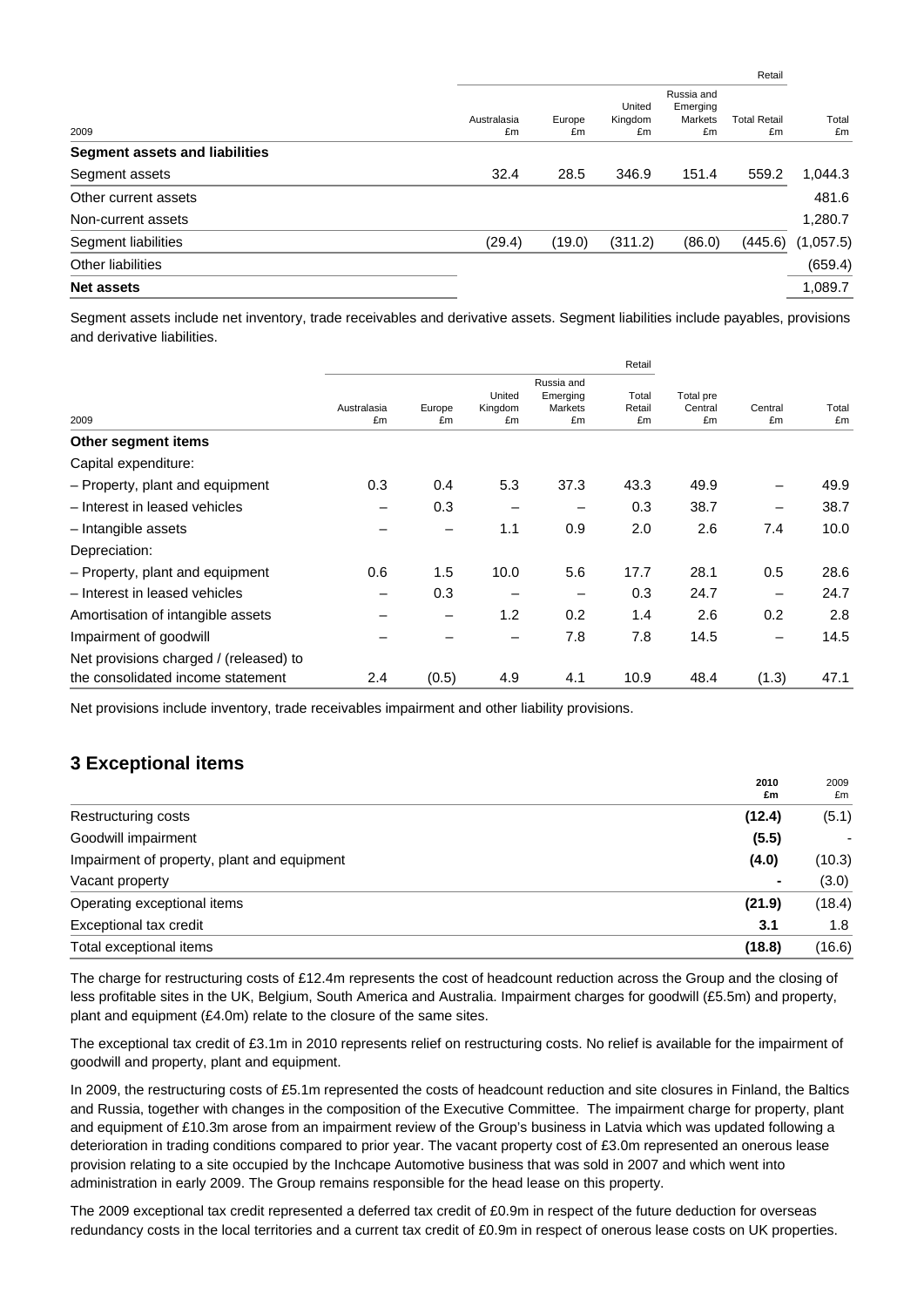| 2009 | Australasia £m | Europe £m | United Kingdom £m | Russia and Emerging Markets £m | Total Retail £m | Total £m |
|---|---|---|---|---|---|---|
| | Retail | | | | | |
| **Segment assets and liabilities** | | | | | | |
| Segment assets | 32.4 | 28.5 | 346.9 | 151.4 | 559.2 | 1,044.3 |
| Other current assets | | | | | | 481.6 |
| Non-current assets | | | | | | 1,280.7 |
| Segment liabilities | (29.4) | (19.0) | (311.2) | (86.0) | (445.6) | (1,057.5) |
| Other liabilities | | | | | | (659.4) |
| **Net assets** | | | | | | 1,089.7 |

Segment assets include net inventory, trade receivables and derivative assets. Segment liabilities include payables, provisions and derivative liabilities.

| 2009 | Australasia £m | Europe £m | United Kingdom £m | Russia and Emerging Markets £m | Total Retail £m | Total pre Central £m | Central £m | Total £m |
|---|---|---|---|---|---|---|---|---|
| | Retail | | | | | | | |
| **Other segment items** | | | | | | | | |
| Capital expenditure: | | | | | | | | |
| – Property, plant and equipment | 0.3 | 0.4 | 5.3 | 37.3 | 43.3 | 49.9 | – | 49.9 |
| – Interest in leased vehicles | – | 0.3 | – | – | 0.3 | 38.7 | – | 38.7 |
| – Intangible assets | – | – | 1.1 | 0.9 | 2.0 | 2.6 | 7.4 | 10.0 |
| Depreciation: | | | | | | | | |
| – Property, plant and equipment | 0.6 | 1.5 | 10.0 | 5.6 | 17.7 | 28.1 | 0.5 | 28.6 |
| – Interest in leased vehicles | – | 0.3 | – | – | 0.3 | 24.7 | – | 24.7 |
| Amortisation of intangible assets | – | – | 1.2 | 0.2 | 1.4 | 2.6 | 0.2 | 2.8 |
| Impairment of goodwill | – | – | – | 7.8 | 7.8 | 14.5 | – | 14.5 |
| Net provisions charged / (released) to the consolidated income statement | 2.4 | (0.5) | 4.9 | 4.1 | 10.9 | 48.4 | (1.3) | 47.1 |

Net provisions include inventory, trade receivables impairment and other liability provisions.

## 3 Exceptional items

| | **2010 £m** | 2009 £m |
|---|---|---|
| Restructuring costs | **(12.4)** | (5.1) |
| Goodwill impairment | **(5.5)** | - |
| Impairment of property, plant and equipment | **(4.0)** | (10.3) |
| Vacant property | **-** | (3.0) |
| Operating exceptional items | **(21.9)** | (18.4) |
| Exceptional tax credit | **3.1** | 1.8 |
| Total exceptional items | **(18.8)** | (16.6) |

The charge for restructuring costs of £12.4m represents the cost of headcount reduction across the Group and the closing of less profitable sites in the UK, Belgium, South America and Australia. Impairment charges for goodwill (£5.5m) and property, plant and equipment (£4.0m) relate to the closure of the same sites.

The exceptional tax credit of £3.1m in 2010 represents relief on restructuring costs. No relief is available for the impairment of goodwill and property, plant and equipment.

In 2009, the restructuring costs of £5.1m represented the costs of headcount reduction and site closures in Finland, the Baltics and Russia, together with changes in the composition of the Executive Committee. The impairment charge for property, plant and equipment of £10.3m arose from an impairment review of the Group's business in Latvia which was updated following a deterioration in trading conditions compared to prior year. The vacant property cost of £3.0m represented an onerous lease provision relating to a site occupied by the Inchcape Automotive business that was sold in 2007 and which went into administration in early 2009. The Group remains responsible for the head lease on this property.

The 2009 exceptional tax credit represented a deferred tax credit of £0.9m in respect of the future deduction for overseas redundancy costs in the local territories and a current tax credit of £0.9m in respect of onerous lease costs on UK properties.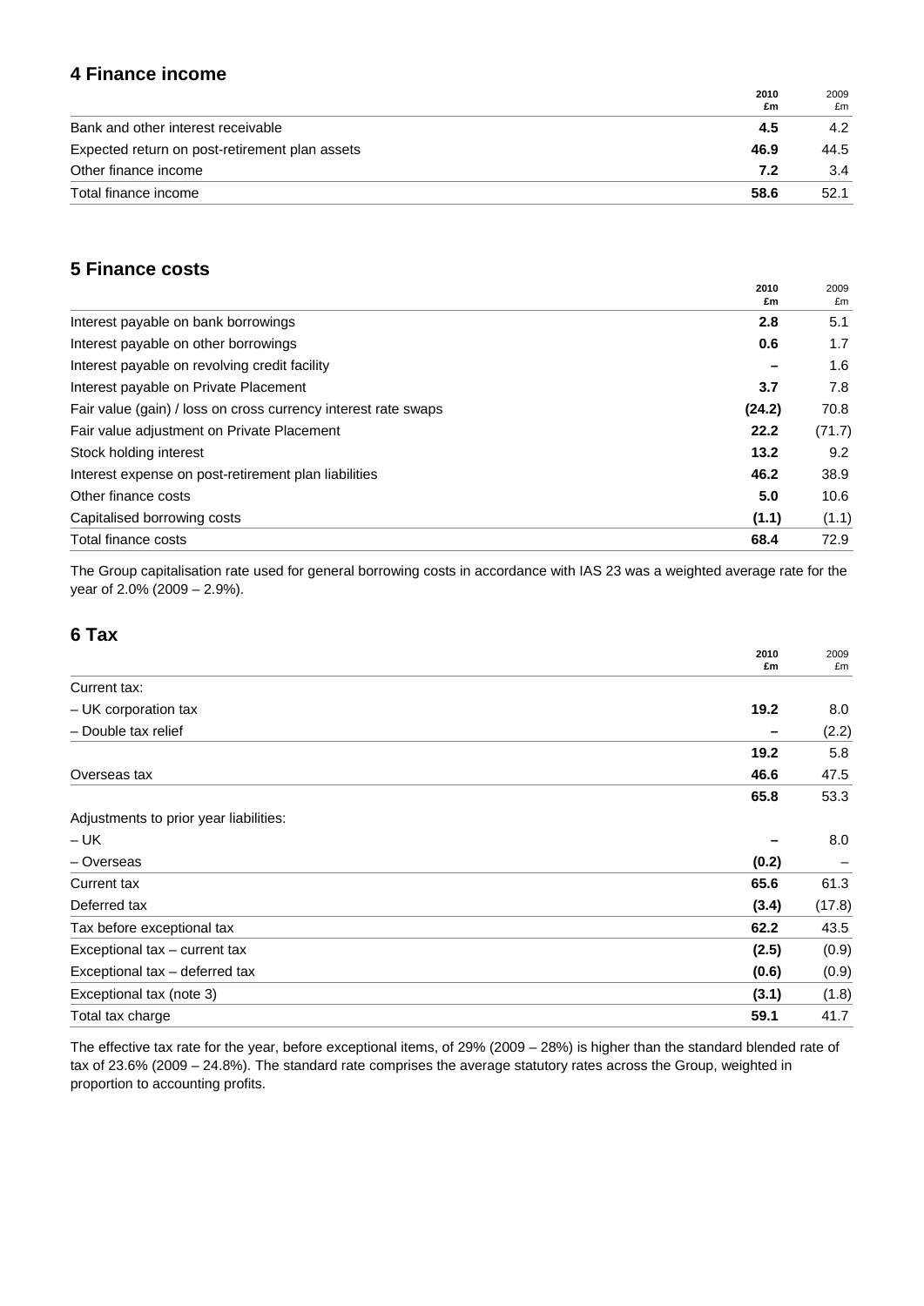## 4 Finance income

| | 2010 £m | 2009 £m |
|---|---|---|
| Bank and other interest receivable | **4.5** | 4.2 |
| Expected return on post-retirement plan assets | **46.9** | 44.5 |
| Other finance income | **7.2** | 3.4 |
| Total finance income | **58.6** | 52.1 |

## 5 Finance costs

| | 2010 £m | 2009 £m |
|---|---|---|
| Interest payable on bank borrowings | **2.8** | 5.1 |
| Interest payable on other borrowings | **0.6** | 1.7 |
| Interest payable on revolving credit facility | **–** | 1.6 |
| Interest payable on Private Placement | **3.7** | 7.8 |
| Fair value (gain) / loss on cross currency interest rate swaps | **(24.2)** | 70.8 |
| Fair value adjustment on Private Placement | **22.2** | (71.7) |
| Stock holding interest | **13.2** | 9.2 |
| Interest expense on post-retirement plan liabilities | **46.2** | 38.9 |
| Other finance costs | **5.0** | 10.6 |
| Capitalised borrowing costs | **(1.1)** | (1.1) |
| Total finance costs | **68.4** | 72.9 |

The Group capitalisation rate used for general borrowing costs in accordance with IAS 23 was a weighted average rate for the year of 2.0% (2009 – 2.9%).

## 6 Tax

| | 2010 £m | 2009 £m |
|---|---|---|
| Current tax: | | |
| – UK corporation tax | **19.2** | 8.0 |
| – Double tax relief | **–** | (2.2) |
| | **19.2** | 5.8 |
| Overseas tax | **46.6** | 47.5 |
| | **65.8** | 53.3 |
| Adjustments to prior year liabilities: | | |
| – UK | **–** | 8.0 |
| – Overseas | **(0.2)** | – |
| Current tax | **65.6** | 61.3 |
| Deferred tax | **(3.4)** | (17.8) |
| Tax before exceptional tax | **62.2** | 43.5 |
| Exceptional tax – current tax | **(2.5)** | (0.9) |
| Exceptional tax – deferred tax | **(0.6)** | (0.9) |
| Exceptional tax (note 3) | **(3.1)** | (1.8) |
| Total tax charge | **59.1** | 41.7 |

The effective tax rate for the year, before exceptional items, of 29% (2009 – 28%) is higher than the standard blended rate of tax of 23.6% (2009 – 24.8%). The standard rate comprises the average statutory rates across the Group, weighted in proportion to accounting profits.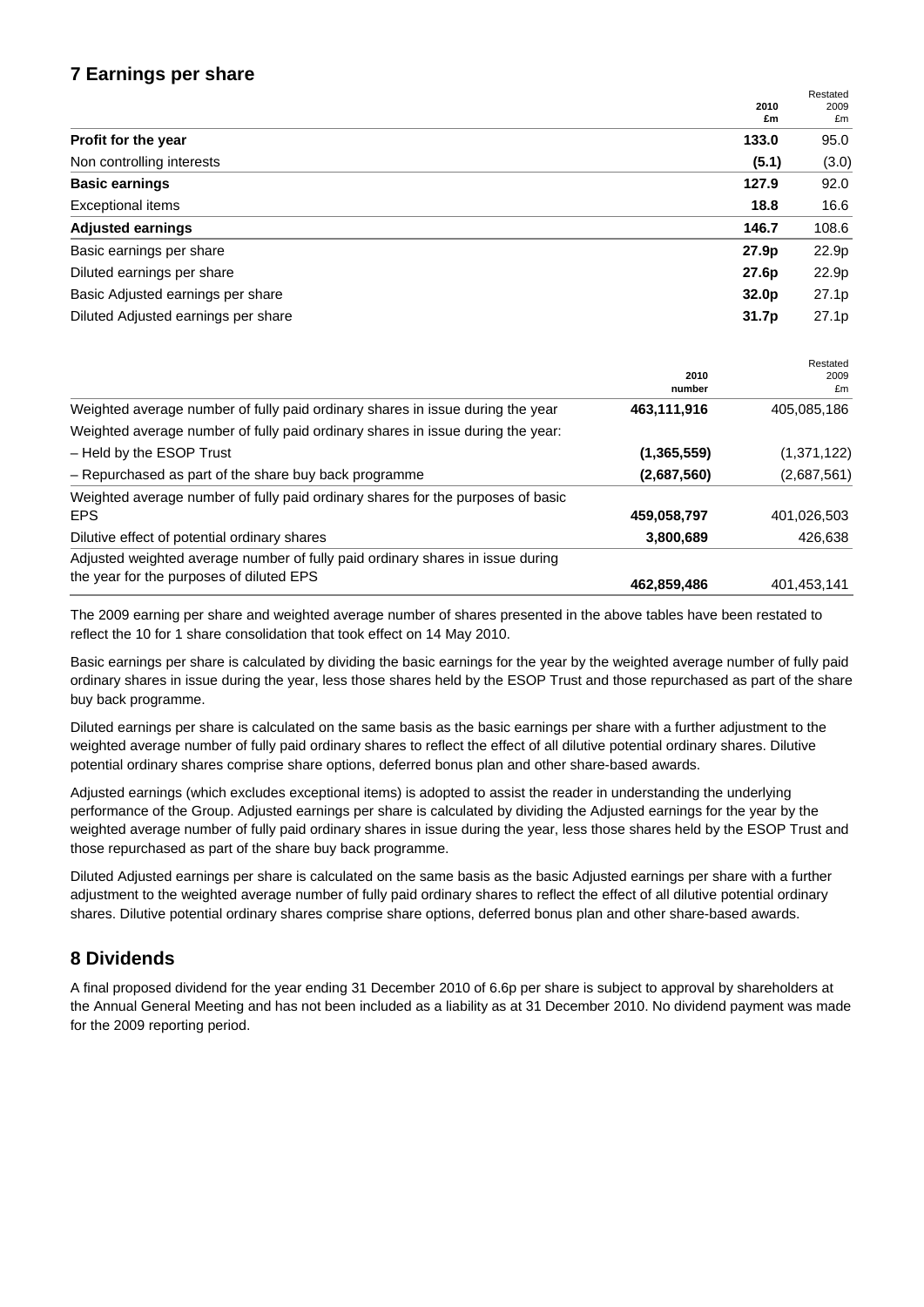## 7 Earnings per share

| | 2010 £m | Restated 2009 £m |
|---|---|---|
| **Profit for the year** | **133.0** | 95.0 |
| Non controlling interests | **(5.1)** | (3.0) |
| **Basic earnings** | **127.9** | 92.0 |
| Exceptional items | **18.8** | 16.6 |
| **Adjusted earnings** | **146.7** | 108.6 |
| Basic earnings per share | **27.9p** | 22.9p |
| Diluted earnings per share | **27.6p** | 22.9p |
| Basic Adjusted earnings per share | **32.0p** | 27.1p |
| Diluted Adjusted earnings per share | **31.7p** | 27.1p |

| | 2010 number | Restated 2009 £m |
|---|---|---|
| Weighted average number of fully paid ordinary shares in issue during the year | **463,111,916** | 405,085,186 |
| Weighted average number of fully paid ordinary shares in issue during the year: | | |
| – Held by the ESOP Trust | **(1,365,559)** | (1,371,122) |
| – Repurchased as part of the share buy back programme | **(2,687,560)** | (2,687,561) |
| Weighted average number of fully paid ordinary shares for the purposes of basic EPS | **459,058,797** | 401,026,503 |
| Dilutive effect of potential ordinary shares | **3,800,689** | 426,638 |
| Adjusted weighted average number of fully paid ordinary shares in issue during the year for the purposes of diluted EPS | **462,859,486** | 401,453,141 |

The 2009 earning per share and weighted average number of shares presented in the above tables have been restated to reflect the 10 for 1 share consolidation that took effect on 14 May 2010.

Basic earnings per share is calculated by dividing the basic earnings for the year by the weighted average number of fully paid ordinary shares in issue during the year, less those shares held by the ESOP Trust and those repurchased as part of the share buy back programme.

Diluted earnings per share is calculated on the same basis as the basic earnings per share with a further adjustment to the weighted average number of fully paid ordinary shares to reflect the effect of all dilutive potential ordinary shares. Dilutive potential ordinary shares comprise share options, deferred bonus plan and other share-based awards.

Adjusted earnings (which excludes exceptional items) is adopted to assist the reader in understanding the underlying performance of the Group. Adjusted earnings per share is calculated by dividing the Adjusted earnings for the year by the weighted average number of fully paid ordinary shares in issue during the year, less those shares held by the ESOP Trust and those repurchased as part of the share buy back programme.

Diluted Adjusted earnings per share is calculated on the same basis as the basic Adjusted earnings per share with a further adjustment to the weighted average number of fully paid ordinary shares to reflect the effect of all dilutive potential ordinary shares. Dilutive potential ordinary shares comprise share options, deferred bonus plan and other share-based awards.

## 8 Dividends

A final proposed dividend for the year ending 31 December 2010 of 6.6p per share is subject to approval by shareholders at the Annual General Meeting and has not been included as a liability as at 31 December 2010. No dividend payment was made for the 2009 reporting period.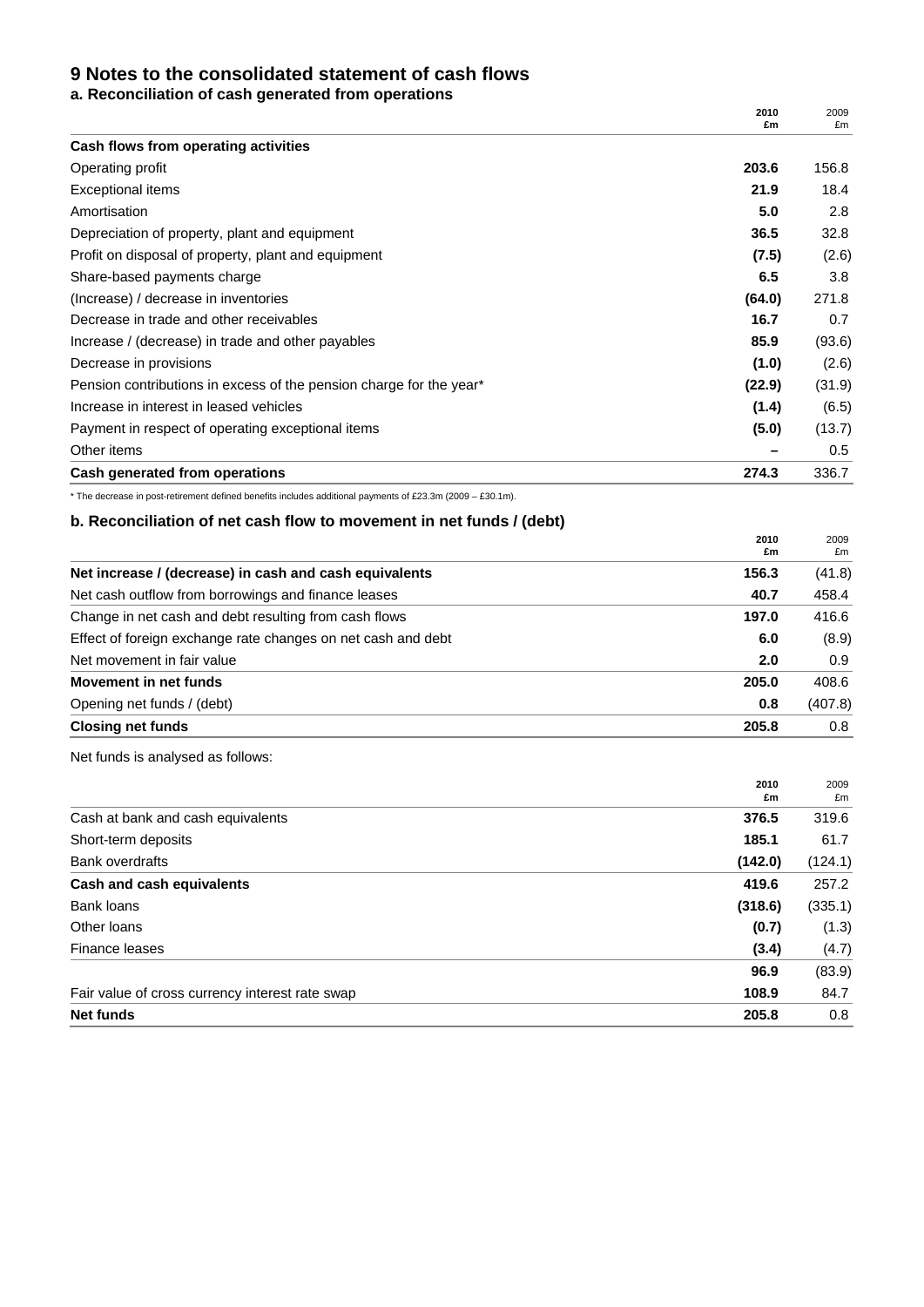# 9 Notes to the consolidated statement of cash flows

## a. Reconciliation of cash generated from operations

| | 2010 £m | 2009 £m |
|---|---|---|
| **Cash flows from operating activities** | | |
| Operating profit | **203.6** | 156.8 |
| Exceptional items | **21.9** | 18.4 |
| Amortisation | **5.0** | 2.8 |
| Depreciation of property, plant and equipment | **36.5** | 32.8 |
| Profit on disposal of property, plant and equipment | **(7.5)** | (2.6) |
| Share-based payments charge | **6.5** | 3.8 |
| (Increase) / decrease in inventories | **(64.0)** | 271.8 |
| Decrease in trade and other receivables | **16.7** | 0.7 |
| Increase / (decrease) in trade and other payables | **85.9** | (93.6) |
| Decrease in provisions | **(1.0)** | (2.6) |
| Pension contributions in excess of the pension charge for the year* | **(22.9)** | (31.9) |
| Increase in interest in leased vehicles | **(1.4)** | (6.5) |
| Payment in respect of operating exceptional items | **(5.0)** | (13.7) |
| Other items | **–** | 0.5 |
| **Cash generated from operations** | **274.3** | 336.7 |

\* The decrease in post-retirement defined benefits includes additional payments of £23.3m (2009 – £30.1m).

## b. Reconciliation of net cash flow to movement in net funds / (debt)

| | 2010 £m | 2009 £m |
|---|---|---|
| **Net increase / (decrease) in cash and cash equivalents** | **156.3** | (41.8) |
| Net cash outflow from borrowings and finance leases | **40.7** | 458.4 |
| Change in net cash and debt resulting from cash flows | **197.0** | 416.6 |
| Effect of foreign exchange rate changes on net cash and debt | **6.0** | (8.9) |
| Net movement in fair value | **2.0** | 0.9 |
| **Movement in net funds** | **205.0** | 408.6 |
| Opening net funds / (debt) | **0.8** | (407.8) |
| **Closing net funds** | **205.8** | 0.8 |

Net funds is analysed as follows:

| | 2010 £m | 2009 £m |
|---|---|---|
| Cash at bank and cash equivalents | **376.5** | 319.6 |
| Short-term deposits | **185.1** | 61.7 |
| Bank overdrafts | **(142.0)** | (124.1) |
| **Cash and cash equivalents** | **419.6** | 257.2 |
| Bank loans | **(318.6)** | (335.1) |
| Other loans | **(0.7)** | (1.3) |
| Finance leases | **(3.4)** | (4.7) |
| | **96.9** | (83.9) |
| Fair value of cross currency interest rate swap | **108.9** | 84.7 |
| **Net funds** | **205.8** | 0.8 |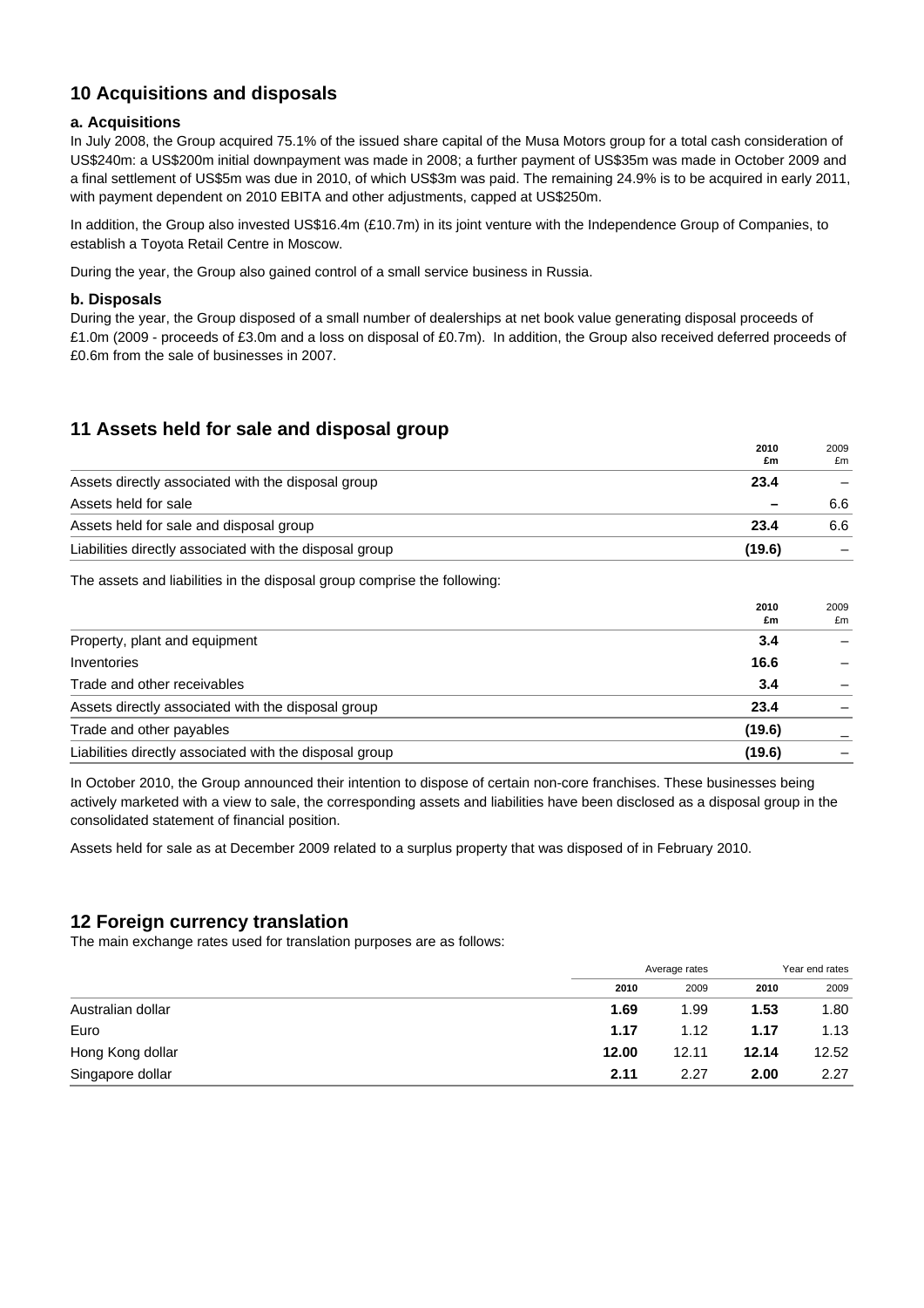## 10 Acquisitions and disposals

### a. Acquisitions

In July 2008, the Group acquired 75.1% of the issued share capital of the Musa Motors group for a total cash consideration of US$240m: a US$200m initial downpayment was made in 2008; a further payment of US$35m was made in October 2009 and a final settlement of US$5m was due in 2010, of which US$3m was paid. The remaining 24.9% is to be acquired in early 2011, with payment dependent on 2010 EBITA and other adjustments, capped at US$250m.

In addition, the Group also invested US$16.4m (£10.7m) in its joint venture with the Independence Group of Companies, to establish a Toyota Retail Centre in Moscow.

During the year, the Group also gained control of a small service business in Russia.

### b. Disposals

During the year, the Group disposed of a small number of dealerships at net book value generating disposal proceeds of £1.0m (2009 - proceeds of £3.0m and a loss on disposal of £0.7m). In addition, the Group also received deferred proceeds of £0.6m from the sale of businesses in 2007.

## 11 Assets held for sale and disposal group

| | **2010 £m** | 2009 £m |
|---|---|---|
| Assets directly associated with the disposal group | **23.4** | – |
| Assets held for sale | **–** | 6.6 |
| Assets held for sale and disposal group | **23.4** | 6.6 |
| Liabilities directly associated with the disposal group | **(19.6)** | – |

The assets and liabilities in the disposal group comprise the following:

| | **2010 £m** | 2009 £m |
|---|---|---|
| Property, plant and equipment | **3.4** | – |
| Inventories | **16.6** | – |
| Trade and other receivables | **3.4** | – |
| Assets directly associated with the disposal group | **23.4** | – |
| Trade and other payables | **(19.6)** | – |
| Liabilities directly associated with the disposal group | **(19.6)** | – |

In October 2010, the Group announced their intention to dispose of certain non-core franchises. These businesses being actively marketed with a view to sale, the corresponding assets and liabilities have been disclosed as a disposal group in the consolidated statement of financial position.

Assets held for sale as at December 2009 related to a surplus property that was disposed of in February 2010.

## 12 Foreign currency translation

The main exchange rates used for translation purposes are as follows:

| | Average rates | | Year end rates | |
|---|---|---|---|---|
| | **2010** | 2009 | **2010** | 2009 |
| Australian dollar | **1.69** | 1.99 | **1.53** | 1.80 |
| Euro | **1.17** | 1.12 | **1.17** | 1.13 |
| Hong Kong dollar | **12.00** | 12.11 | **12.14** | 12.52 |
| Singapore dollar | **2.11** | 2.27 | **2.00** | 2.27 |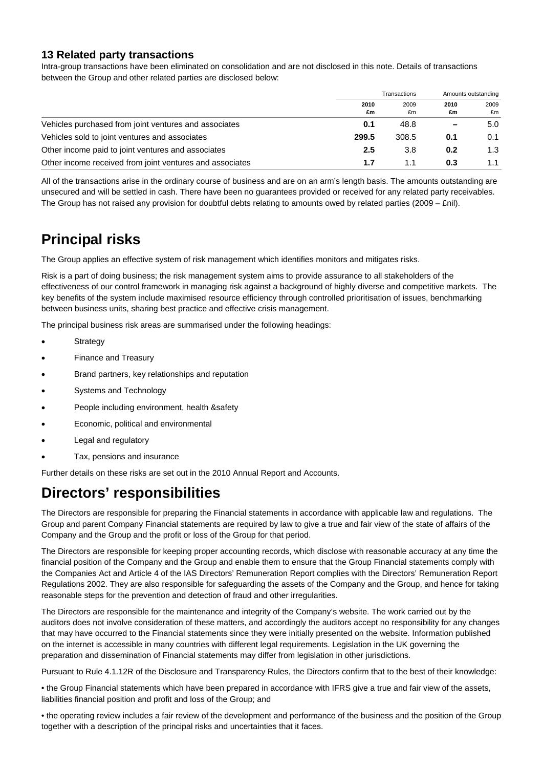### 13 Related party transactions

Intra-group transactions have been eliminated on consolidation and are not disclosed in this note. Details of transactions between the Group and other related parties are disclosed below:

| | Transactions | | Amounts outstanding | |
|---|---|---|---|---|
| | **2010 £m** | 2009 £m | **2010 £m** | 2009 £m |
| Vehicles purchased from joint ventures and associates | **0.1** | 48.8 | **–** | 5.0 |
| Vehicles sold to joint ventures and associates | **299.5** | 308.5 | **0.1** | 0.1 |
| Other income paid to joint ventures and associates | **2.5** | 3.8 | **0.2** | 1.3 |
| Other income received from joint ventures and associates | **1.7** | 1.1 | **0.3** | 1.1 |

All of the transactions arise in the ordinary course of business and are on an arm's length basis. The amounts outstanding are unsecured and will be settled in cash. There have been no guarantees provided or received for any related party receivables. The Group has not raised any provision for doubtful debts relating to amounts owed by related parties (2009 – £nil).

# Principal risks

The Group applies an effective system of risk management which identifies monitors and mitigates risks.

Risk is a part of doing business; the risk management system aims to provide assurance to all stakeholders of the effectiveness of our control framework in managing risk against a background of highly diverse and competitive markets. The key benefits of the system include maximised resource efficiency through controlled prioritisation of issues, benchmarking between business units, sharing best practice and effective crisis management.

The principal business risk areas are summarised under the following headings:

- Strategy
- Finance and Treasury
- Brand partners, key relationships and reputation
- Systems and Technology
- People including environment, health &safety
- Economic, political and environmental
- Legal and regulatory
- Tax, pensions and insurance

Further details on these risks are set out in the 2010 Annual Report and Accounts.

# Directors' responsibilities

The Directors are responsible for preparing the Financial statements in accordance with applicable law and regulations. The Group and parent Company Financial statements are required by law to give a true and fair view of the state of affairs of the Company and the Group and the profit or loss of the Group for that period.

The Directors are responsible for keeping proper accounting records, which disclose with reasonable accuracy at any time the financial position of the Company and the Group and enable them to ensure that the Group Financial statements comply with the Companies Act and Article 4 of the IAS Directors' Remuneration Report complies with the Directors' Remuneration Report Regulations 2002. They are also responsible for safeguarding the assets of the Company and the Group, and hence for taking reasonable steps for the prevention and detection of fraud and other irregularities.

The Directors are responsible for the maintenance and integrity of the Company's website. The work carried out by the auditors does not involve consideration of these matters, and accordingly the auditors accept no responsibility for any changes that may have occurred to the Financial statements since they were initially presented on the website. Information published on the internet is accessible in many countries with different legal requirements. Legislation in the UK governing the preparation and dissemination of Financial statements may differ from legislation in other jurisdictions.

Pursuant to Rule 4.1.12R of the Disclosure and Transparency Rules, the Directors confirm that to the best of their knowledge:

• the Group Financial statements which have been prepared in accordance with IFRS give a true and fair view of the assets, liabilities financial position and profit and loss of the Group; and

• the operating review includes a fair review of the development and performance of the business and the position of the Group together with a description of the principal risks and uncertainties that it faces.